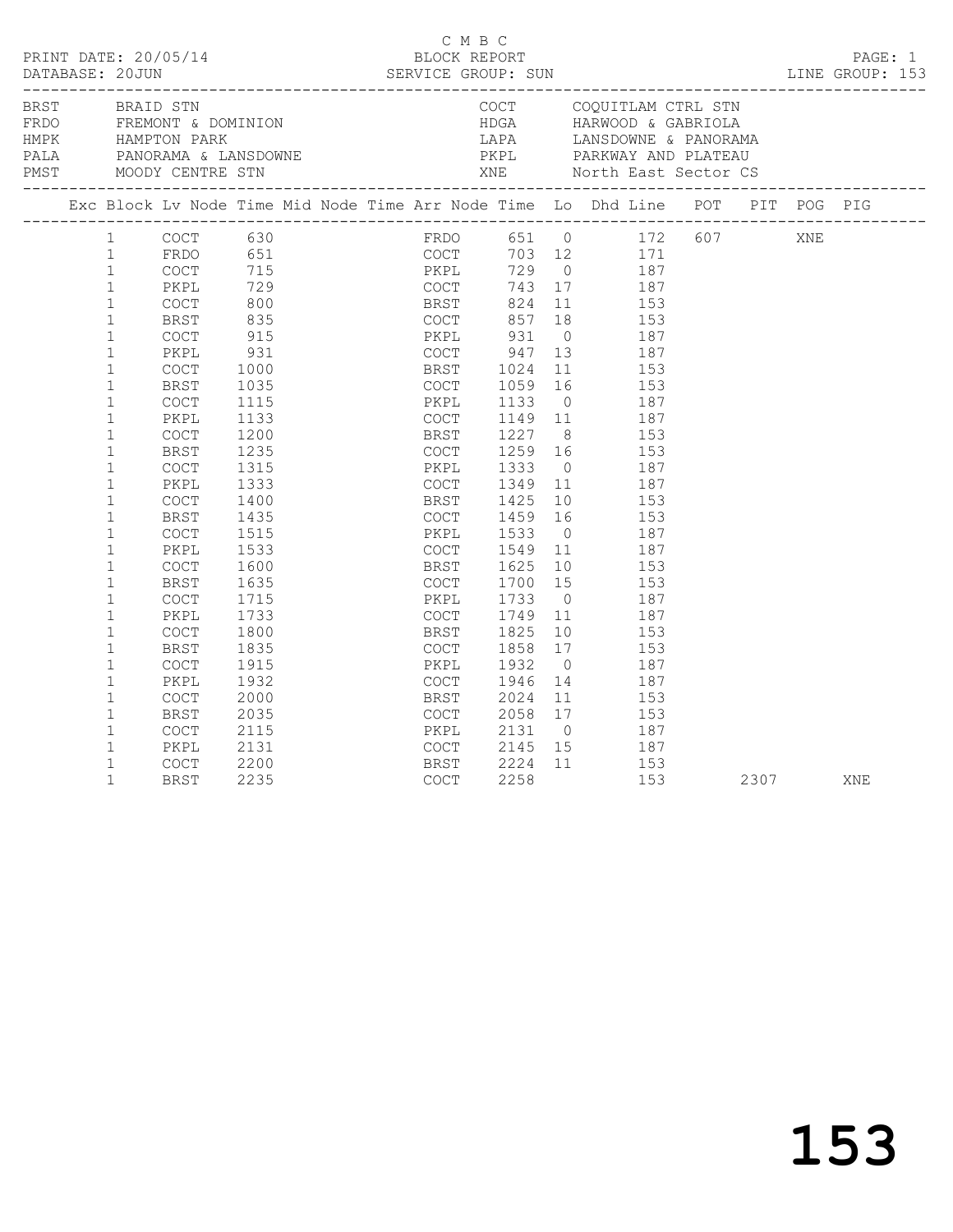C M B C

PRINT DATE: 20/05/14 BLOCK REPORT PAGE: 1

DATABASE: 20JUN SERVICE GROUP: SUN LINE GROUP: 153

| Code | Name | Code | Name |
|---|---|---|---|
| BRST | BRAID STN | COCT | COQUITLAM CTRL STN |
| FRDO | FREMONT & DOMINION | HDGA | HARWOOD & GABRIOLA |
| HMPK | HAMPTON PARK | LAPA | LANSDOWNE & PANORAMA |
| PALA | PANORAMA & LANSDOWNE | PKPL | PARKWAY AND PLATEAU |
| PMST | MOODY CENTRE STN | XNE | North East Sector CS |

| Exc | Block | Lv | Node | Time | Mid Node | Time | Arr Node | Time | Lo | Dhd | Line | POT | PIT | POG | PIG |
|---|---|---|---|---|---|---|---|---|---|---|---|---|---|---|---|
| | 1 | | COCT | 630 | | | FRDO | 651 | 0 | | 172 | 607 | | XNE | |
| | 1 | | FRDO | 651 | | | COCT | 703 | 12 | | 171 | | | | |
| | 1 | | COCT | 715 | | | PKPL | 729 | 0 | | 187 | | | | |
| | 1 | | PKPL | 729 | | | COCT | 743 | 17 | | 187 | | | | |
| | 1 | | COCT | 800 | | | BRST | 824 | 11 | | 153 | | | | |
| | 1 | | BRST | 835 | | | COCT | 857 | 18 | | 153 | | | | |
| | 1 | | COCT | 915 | | | PKPL | 931 | 0 | | 187 | | | | |
| | 1 | | PKPL | 931 | | | COCT | 947 | 13 | | 187 | | | | |
| | 1 | | COCT | 1000 | | | BRST | 1024 | 11 | | 153 | | | | |
| | 1 | | BRST | 1035 | | | COCT | 1059 | 16 | | 153 | | | | |
| | 1 | | COCT | 1115 | | | PKPL | 1133 | 0 | | 187 | | | | |
| | 1 | | PKPL | 1133 | | | COCT | 1149 | 11 | | 187 | | | | |
| | 1 | | COCT | 1200 | | | BRST | 1227 | 8 | | 153 | | | | |
| | 1 | | BRST | 1235 | | | COCT | 1259 | 16 | | 153 | | | | |
| | 1 | | COCT | 1315 | | | PKPL | 1333 | 0 | | 187 | | | | |
| | 1 | | PKPL | 1333 | | | COCT | 1349 | 11 | | 187 | | | | |
| | 1 | | COCT | 1400 | | | BRST | 1425 | 10 | | 153 | | | | |
| | 1 | | BRST | 1435 | | | COCT | 1459 | 16 | | 153 | | | | |
| | 1 | | COCT | 1515 | | | PKPL | 1533 | 0 | | 187 | | | | |
| | 1 | | PKPL | 1533 | | | COCT | 1549 | 11 | | 187 | | | | |
| | 1 | | COCT | 1600 | | | BRST | 1625 | 10 | | 153 | | | | |
| | 1 | | BRST | 1635 | | | COCT | 1700 | 15 | | 153 | | | | |
| | 1 | | COCT | 1715 | | | PKPL | 1733 | 0 | | 187 | | | | |
| | 1 | | PKPL | 1733 | | | COCT | 1749 | 11 | | 187 | | | | |
| | 1 | | COCT | 1800 | | | BRST | 1825 | 10 | | 153 | | | | |
| | 1 | | BRST | 1835 | | | COCT | 1858 | 17 | | 153 | | | | |
| | 1 | | COCT | 1915 | | | PKPL | 1932 | 0 | | 187 | | | | |
| | 1 | | PKPL | 1932 | | | COCT | 1946 | 14 | | 187 | | | | |
| | 1 | | COCT | 2000 | | | BRST | 2024 | 11 | | 153 | | | | |
| | 1 | | BRST | 2035 | | | COCT | 2058 | 17 | | 153 | | | | |
| | 1 | | COCT | 2115 | | | PKPL | 2131 | 0 | | 187 | | | | |
| | 1 | | PKPL | 2131 | | | COCT | 2145 | 15 | | 187 | | | | |
| | 1 | | COCT | 2200 | | | BRST | 2224 | 11 | | 153 | | | | |
| | 1 | | BRST | 2235 | | | COCT | 2258 | | | 153 | | 2307 | | XNE |

# 153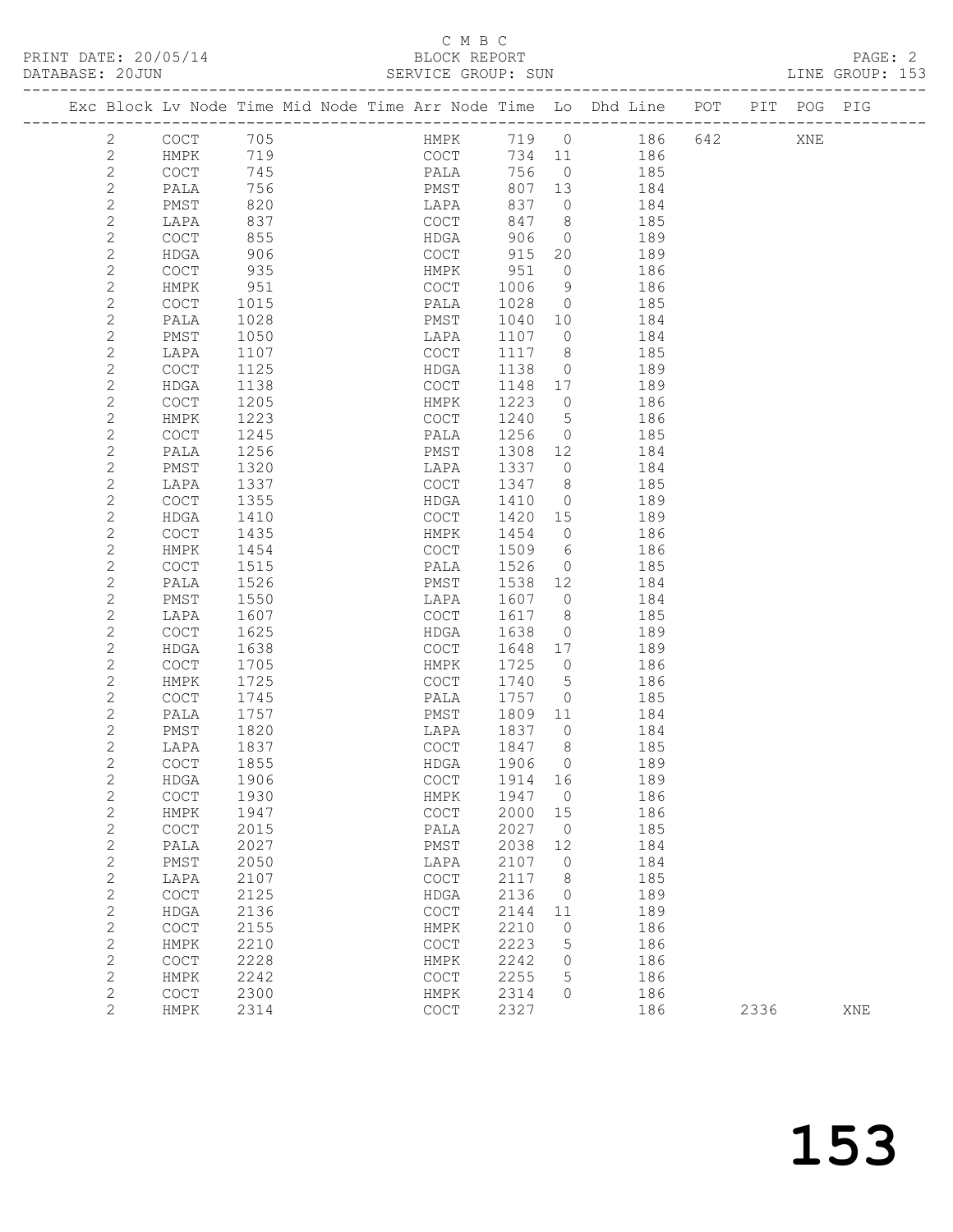C M B C

PRINT DATE: 20/05/14 BLOCK REPORT

DATABASE: 20JUN SERVICE GROUP: SUN LINE GROUP: 153

| Exc | Block | Lv | Node | Time | Mid Node | Time | Arr Node | Time | Lo | Dhd Line | POT | PIT | POG | PIG |
|---|---|---|---|---|---|---|---|---|---|---|---|---|---|---|
| | 2 | | COCT | 705 | | | HMPK | 719 | 0 | 186 | 642 | | XNE | |
| | 2 | | HMPK | 719 | | | COCT | 734 | 11 | 186 | | | | |
| | 2 | | COCT | 745 | | | PALA | 756 | 0 | 185 | | | | |
| | 2 | | PALA | 756 | | | PMST | 807 | 13 | 184 | | | | |
| | 2 | | PMST | 820 | | | LAPA | 837 | 0 | 184 | | | | |
| | 2 | | LAPA | 837 | | | COCT | 847 | 8 | 185 | | | | |
| | 2 | | COCT | 855 | | | HDGA | 906 | 0 | 189 | | | | |
| | 2 | | HDGA | 906 | | | COCT | 915 | 20 | 189 | | | | |
| | 2 | | COCT | 935 | | | HMPK | 951 | 0 | 186 | | | | |
| | 2 | | HMPK | 951 | | | COCT | 1006 | 9 | 186 | | | | |
| | 2 | | COCT | 1015 | | | PALA | 1028 | 0 | 185 | | | | |
| | 2 | | PALA | 1028 | | | PMST | 1040 | 10 | 184 | | | | |
| | 2 | | PMST | 1050 | | | LAPA | 1107 | 0 | 184 | | | | |
| | 2 | | LAPA | 1107 | | | COCT | 1117 | 8 | 185 | | | | |
| | 2 | | COCT | 1125 | | | HDGA | 1138 | 0 | 189 | | | | |
| | 2 | | HDGA | 1138 | | | COCT | 1148 | 17 | 189 | | | | |
| | 2 | | COCT | 1205 | | | HMPK | 1223 | 0 | 186 | | | | |
| | 2 | | HMPK | 1223 | | | COCT | 1240 | 5 | 186 | | | | |
| | 2 | | COCT | 1245 | | | PALA | 1256 | 0 | 185 | | | | |
| | 2 | | PALA | 1256 | | | PMST | 1308 | 12 | 184 | | | | |
| | 2 | | PMST | 1320 | | | LAPA | 1337 | 0 | 184 | | | | |
| | 2 | | LAPA | 1337 | | | COCT | 1347 | 8 | 185 | | | | |
| | 2 | | COCT | 1355 | | | HDGA | 1410 | 0 | 189 | | | | |
| | 2 | | HDGA | 1410 | | | COCT | 1420 | 15 | 189 | | | | |
| | 2 | | COCT | 1435 | | | HMPK | 1454 | 0 | 186 | | | | |
| | 2 | | HMPK | 1454 | | | COCT | 1509 | 6 | 186 | | | | |
| | 2 | | COCT | 1515 | | | PALA | 1526 | 0 | 185 | | | | |
| | 2 | | PALA | 1526 | | | PMST | 1538 | 12 | 184 | | | | |
| | 2 | | PMST | 1550 | | | LAPA | 1607 | 0 | 184 | | | | |
| | 2 | | LAPA | 1607 | | | COCT | 1617 | 8 | 185 | | | | |
| | 2 | | COCT | 1625 | | | HDGA | 1638 | 0 | 189 | | | | |
| | 2 | | HDGA | 1638 | | | COCT | 1648 | 17 | 189 | | | | |
| | 2 | | COCT | 1705 | | | HMPK | 1725 | 0 | 186 | | | | |
| | 2 | | HMPK | 1725 | | | COCT | 1740 | 5 | 186 | | | | |
| | 2 | | COCT | 1745 | | | PALA | 1757 | 0 | 185 | | | | |
| | 2 | | PALA | 1757 | | | PMST | 1809 | 11 | 184 | | | | |
| | 2 | | PMST | 1820 | | | LAPA | 1837 | 0 | 184 | | | | |
| | 2 | | LAPA | 1837 | | | COCT | 1847 | 8 | 185 | | | | |
| | 2 | | COCT | 1855 | | | HDGA | 1906 | 0 | 189 | | | | |
| | 2 | | HDGA | 1906 | | | COCT | 1914 | 16 | 189 | | | | |
| | 2 | | COCT | 1930 | | | HMPK | 1947 | 0 | 186 | | | | |
| | 2 | | HMPK | 1947 | | | COCT | 2000 | 15 | 186 | | | | |
| | 2 | | COCT | 2015 | | | PALA | 2027 | 0 | 185 | | | | |
| | 2 | | PALA | 2027 | | | PMST | 2038 | 12 | 184 | | | | |
| | 2 | | PMST | 2050 | | | LAPA | 2107 | 0 | 184 | | | | |
| | 2 | | LAPA | 2107 | | | COCT | 2117 | 8 | 185 | | | | |
| | 2 | | COCT | 2125 | | | HDGA | 2136 | 0 | 189 | | | | |
| | 2 | | HDGA | 2136 | | | COCT | 2144 | 11 | 189 | | | | |
| | 2 | | COCT | 2155 | | | HMPK | 2210 | 0 | 186 | | | | |
| | 2 | | HMPK | 2210 | | | COCT | 2223 | 5 | 186 | | | | |
| | 2 | | COCT | 2228 | | | HMPK | 2242 | 0 | 186 | | | | |
| | 2 | | HMPK | 2242 | | | COCT | 2255 | 5 | 186 | | | | |
| | 2 | | COCT | 2300 | | | HMPK | 2314 | 0 | 186 | | | | |
| | 2 | | HMPK | 2314 | | | COCT | 2327 | | 186 | | 2336 | | XNE |

153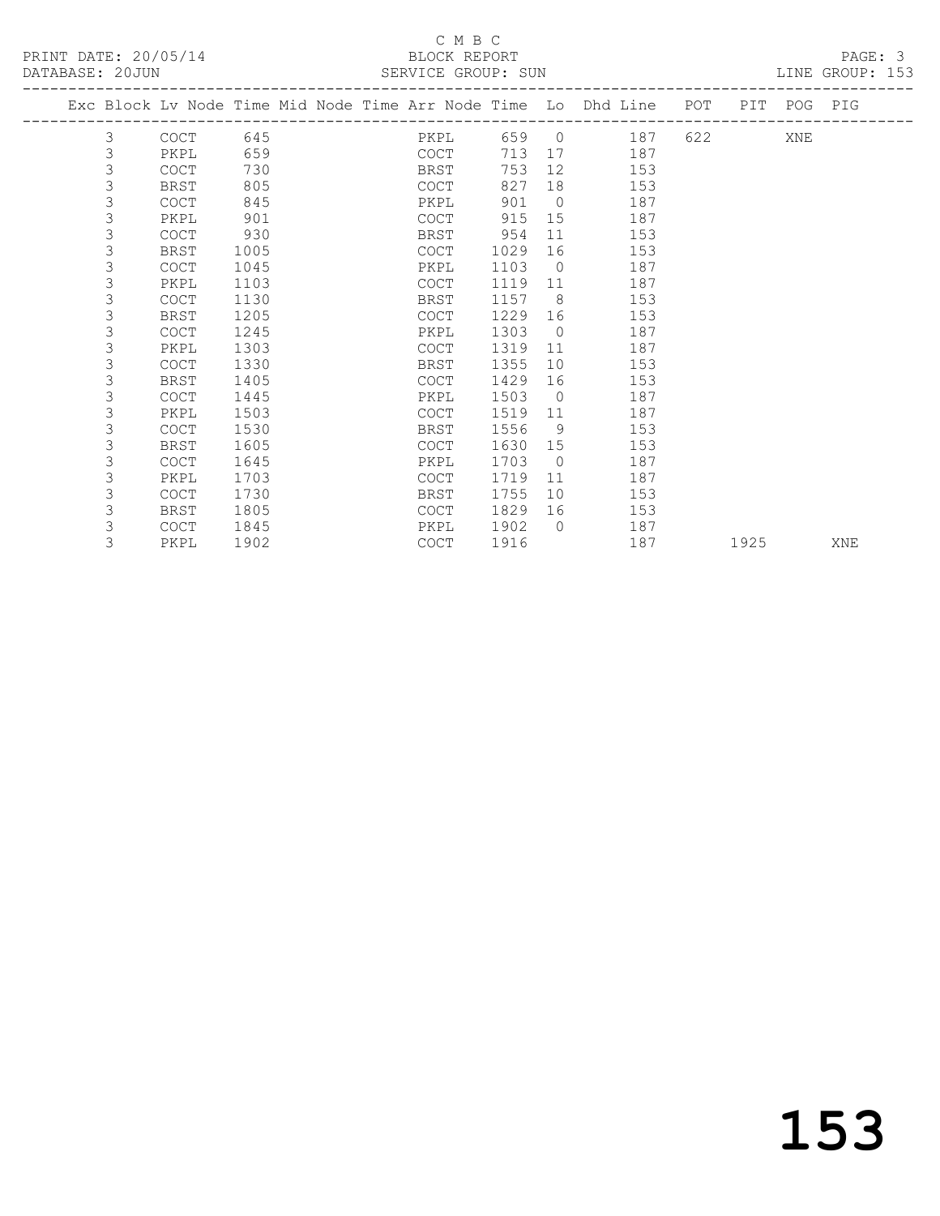C M B C

PRINT DATE: 20/05/14 BLOCK REPORT

DATABASE: 20JUN SERVICE GROUP: SUN LINE GROUP: 153

| Exc | Block | Lv Node | Time | Mid Node | Time | Arr Node | Time | Lo | Dhd Line | POT | PIT | POG | PIG |
|---|---|---|---|---|---|---|---|---|---|---|---|---|---|
| | 3 | COCT | 645 | | | PKPL | 659 | 0 | 187 | 622 | | XNE | |
| | 3 | PKPL | 659 | | | COCT | 713 | 17 | 187 | | | | |
| | 3 | COCT | 730 | | | BRST | 753 | 12 | 153 | | | | |
| | 3 | BRST | 805 | | | COCT | 827 | 18 | 153 | | | | |
| | 3 | COCT | 845 | | | PKPL | 901 | 0 | 187 | | | | |
| | 3 | PKPL | 901 | | | COCT | 915 | 15 | 187 | | | | |
| | 3 | COCT | 930 | | | BRST | 954 | 11 | 153 | | | | |
| | 3 | BRST | 1005 | | | COCT | 1029 | 16 | 153 | | | | |
| | 3 | COCT | 1045 | | | PKPL | 1103 | 0 | 187 | | | | |
| | 3 | PKPL | 1103 | | | COCT | 1119 | 11 | 187 | | | | |
| | 3 | COCT | 1130 | | | BRST | 1157 | 8 | 153 | | | | |
| | 3 | BRST | 1205 | | | COCT | 1229 | 16 | 153 | | | | |
| | 3 | COCT | 1245 | | | PKPL | 1303 | 0 | 187 | | | | |
| | 3 | PKPL | 1303 | | | COCT | 1319 | 11 | 187 | | | | |
| | 3 | COCT | 1330 | | | BRST | 1355 | 10 | 153 | | | | |
| | 3 | BRST | 1405 | | | COCT | 1429 | 16 | 153 | | | | |
| | 3 | COCT | 1445 | | | PKPL | 1503 | 0 | 187 | | | | |
| | 3 | PKPL | 1503 | | | COCT | 1519 | 11 | 187 | | | | |
| | 3 | COCT | 1530 | | | BRST | 1556 | 9 | 153 | | | | |
| | 3 | BRST | 1605 | | | COCT | 1630 | 15 | 153 | | | | |
| | 3 | COCT | 1645 | | | PKPL | 1703 | 0 | 187 | | | | |
| | 3 | PKPL | 1703 | | | COCT | 1719 | 11 | 187 | | | | |
| | 3 | COCT | 1730 | | | BRST | 1755 | 10 | 153 | | | | |
| | 3 | BRST | 1805 | | | COCT | 1829 | 16 | 153 | | | | |
| | 3 | COCT | 1845 | | | PKPL | 1902 | 0 | 187 | | | | |
| | 3 | PKPL | 1902 | | | COCT | 1916 | | 187 | | 1925 | | XNE |

# 153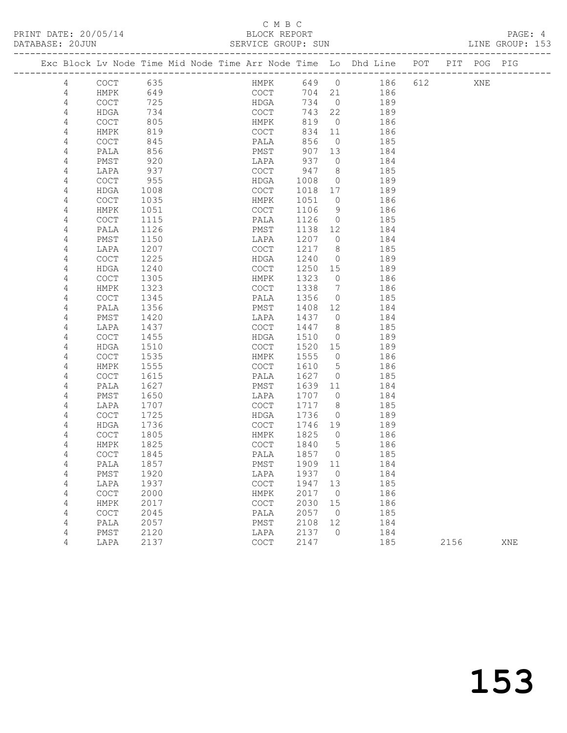PRINT DATE: 20/05/14 — C M B C BLOCK REPORT

DATABASE: 20JUN — SERVICE GROUP: SUN — LINE GROUP: 153

| Exc | Block | Lv | Node | Time | Mid Node | Time | Arr Node | Time | Lo | Dhd Line | POT | PIT | POG | PIG |
|---|---|---|---|---|---|---|---|---|---|---|---|---|---|---|
| | 4 | | COCT | 635 | | | HMPK | 649 | 0 | 186 | 612 | | XNE | |
| | 4 | | HMPK | 649 | | | COCT | 704 | 21 | 186 | | | | |
| | 4 | | COCT | 725 | | | HDGA | 734 | 0 | 189 | | | | |
| | 4 | | HDGA | 734 | | | COCT | 743 | 22 | 189 | | | | |
| | 4 | | COCT | 805 | | | HMPK | 819 | 0 | 186 | | | | |
| | 4 | | HMPK | 819 | | | COCT | 834 | 11 | 186 | | | | |
| | 4 | | COCT | 845 | | | PALA | 856 | 0 | 185 | | | | |
| | 4 | | PALA | 856 | | | PMST | 907 | 13 | 184 | | | | |
| | 4 | | PMST | 920 | | | LAPA | 937 | 0 | 184 | | | | |
| | 4 | | LAPA | 937 | | | COCT | 947 | 8 | 185 | | | | |
| | 4 | | COCT | 955 | | | HDGA | 1008 | 0 | 189 | | | | |
| | 4 | | HDGA | 1008 | | | COCT | 1018 | 17 | 189 | | | | |
| | 4 | | COCT | 1035 | | | HMPK | 1051 | 0 | 186 | | | | |
| | 4 | | HMPK | 1051 | | | COCT | 1106 | 9 | 186 | | | | |
| | 4 | | COCT | 1115 | | | PALA | 1126 | 0 | 185 | | | | |
| | 4 | | PALA | 1126 | | | PMST | 1138 | 12 | 184 | | | | |
| | 4 | | PMST | 1150 | | | LAPA | 1207 | 0 | 184 | | | | |
| | 4 | | LAPA | 1207 | | | COCT | 1217 | 8 | 185 | | | | |
| | 4 | | COCT | 1225 | | | HDGA | 1240 | 0 | 189 | | | | |
| | 4 | | HDGA | 1240 | | | COCT | 1250 | 15 | 189 | | | | |
| | 4 | | COCT | 1305 | | | HMPK | 1323 | 0 | 186 | | | | |
| | 4 | | HMPK | 1323 | | | COCT | 1338 | 7 | 186 | | | | |
| | 4 | | COCT | 1345 | | | PALA | 1356 | 0 | 185 | | | | |
| | 4 | | PALA | 1356 | | | PMST | 1408 | 12 | 184 | | | | |
| | 4 | | PMST | 1420 | | | LAPA | 1437 | 0 | 184 | | | | |
| | 4 | | LAPA | 1437 | | | COCT | 1447 | 8 | 185 | | | | |
| | 4 | | COCT | 1455 | | | HDGA | 1510 | 0 | 189 | | | | |
| | 4 | | HDGA | 1510 | | | COCT | 1520 | 15 | 189 | | | | |
| | 4 | | COCT | 1535 | | | HMPK | 1555 | 0 | 186 | | | | |
| | 4 | | HMPK | 1555 | | | COCT | 1610 | 5 | 186 | | | | |
| | 4 | | COCT | 1615 | | | PALA | 1627 | 0 | 185 | | | | |
| | 4 | | PALA | 1627 | | | PMST | 1639 | 11 | 184 | | | | |
| | 4 | | PMST | 1650 | | | LAPA | 1707 | 0 | 184 | | | | |
| | 4 | | LAPA | 1707 | | | COCT | 1717 | 8 | 185 | | | | |
| | 4 | | COCT | 1725 | | | HDGA | 1736 | 0 | 189 | | | | |
| | 4 | | HDGA | 1736 | | | COCT | 1746 | 19 | 189 | | | | |
| | 4 | | COCT | 1805 | | | HMPK | 1825 | 0 | 186 | | | | |
| | 4 | | HMPK | 1825 | | | COCT | 1840 | 5 | 186 | | | | |
| | 4 | | COCT | 1845 | | | PALA | 1857 | 0 | 185 | | | | |
| | 4 | | PALA | 1857 | | | PMST | 1909 | 11 | 184 | | | | |
| | 4 | | PMST | 1920 | | | LAPA | 1937 | 0 | 184 | | | | |
| | 4 | | LAPA | 1937 | | | COCT | 1947 | 13 | 185 | | | | |
| | 4 | | COCT | 2000 | | | HMPK | 2017 | 0 | 186 | | | | |
| | 4 | | HMPK | 2017 | | | COCT | 2030 | 15 | 186 | | | | |
| | 4 | | COCT | 2045 | | | PALA | 2057 | 0 | 185 | | | | |
| | 4 | | PALA | 2057 | | | PMST | 2108 | 12 | 184 | | | | |
| | 4 | | PMST | 2120 | | | LAPA | 2137 | 0 | 184 | | | | |
| | 4 | | LAPA | 2137 | | | COCT | 2147 | | 185 | | 2156 | | XNE |

153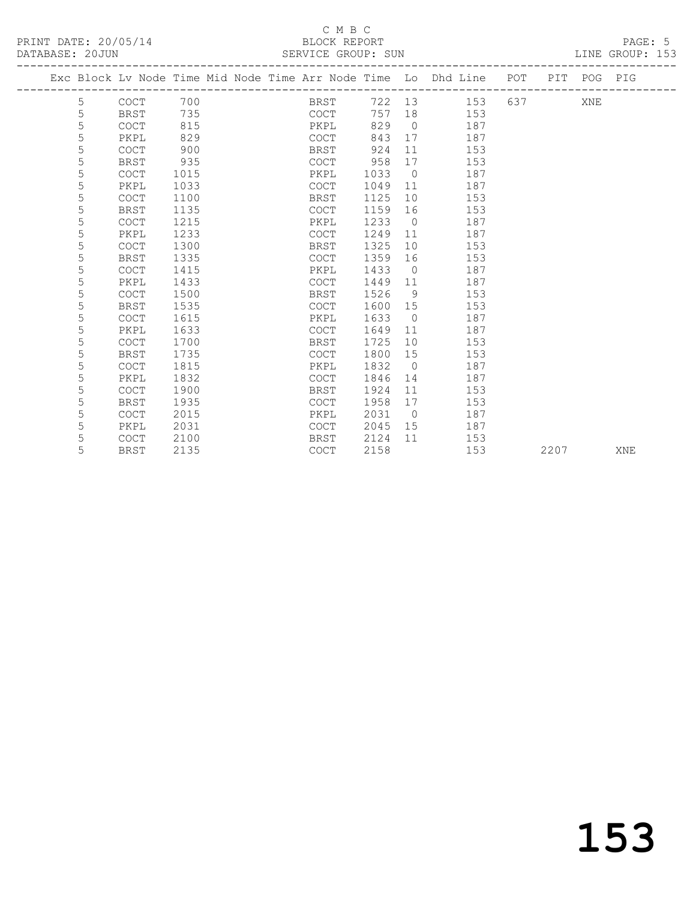C M B C

BLOCK REPORT

PRINT DATE: 20/05/14 DATABASE: 20JUN SERVICE GROUP: SUN LINE GROUP: 153

| Exc | Block | Lv Node | Time | Mid Node | Time | Arr Node | Time | Lo | Dhd Line | POT | PIT | POG | PIG |
|---|---|---|---|---|---|---|---|---|---|---|---|---|---|
| | 5 | COCT | 700 | | | BRST | 722 | 13 | 153 | 637 | | XNE | |
| | 5 | BRST | 735 | | | COCT | 757 | 18 | 153 | | | | |
| | 5 | COCT | 815 | | | PKPL | 829 | 0 | 187 | | | | |
| | 5 | PKPL | 829 | | | COCT | 843 | 17 | 187 | | | | |
| | 5 | COCT | 900 | | | BRST | 924 | 11 | 153 | | | | |
| | 5 | BRST | 935 | | | COCT | 958 | 17 | 153 | | | | |
| | 5 | COCT | 1015 | | | PKPL | 1033 | 0 | 187 | | | | |
| | 5 | PKPL | 1033 | | | COCT | 1049 | 11 | 187 | | | | |
| | 5 | COCT | 1100 | | | BRST | 1125 | 10 | 153 | | | | |
| | 5 | BRST | 1135 | | | COCT | 1159 | 16 | 153 | | | | |
| | 5 | COCT | 1215 | | | PKPL | 1233 | 0 | 187 | | | | |
| | 5 | PKPL | 1233 | | | COCT | 1249 | 11 | 187 | | | | |
| | 5 | COCT | 1300 | | | BRST | 1325 | 10 | 153 | | | | |
| | 5 | BRST | 1335 | | | COCT | 1359 | 16 | 153 | | | | |
| | 5 | COCT | 1415 | | | PKPL | 1433 | 0 | 187 | | | | |
| | 5 | PKPL | 1433 | | | COCT | 1449 | 11 | 187 | | | | |
| | 5 | COCT | 1500 | | | BRST | 1526 | 9 | 153 | | | | |
| | 5 | BRST | 1535 | | | COCT | 1600 | 15 | 153 | | | | |
| | 5 | COCT | 1615 | | | PKPL | 1633 | 0 | 187 | | | | |
| | 5 | PKPL | 1633 | | | COCT | 1649 | 11 | 187 | | | | |
| | 5 | COCT | 1700 | | | BRST | 1725 | 10 | 153 | | | | |
| | 5 | BRST | 1735 | | | COCT | 1800 | 15 | 153 | | | | |
| | 5 | COCT | 1815 | | | PKPL | 1832 | 0 | 187 | | | | |
| | 5 | PKPL | 1832 | | | COCT | 1846 | 14 | 187 | | | | |
| | 5 | COCT | 1900 | | | BRST | 1924 | 11 | 153 | | | | |
| | 5 | BRST | 1935 | | | COCT | 1958 | 17 | 153 | | | | |
| | 5 | COCT | 2015 | | | PKPL | 2031 | 0 | 187 | | | | |
| | 5 | PKPL | 2031 | | | COCT | 2045 | 15 | 187 | | | | |
| | 5 | COCT | 2100 | | | BRST | 2124 | 11 | 153 | | | | |
| | 5 | BRST | 2135 | | | COCT | 2158 | | 153 | | 2207 | | XNE |

153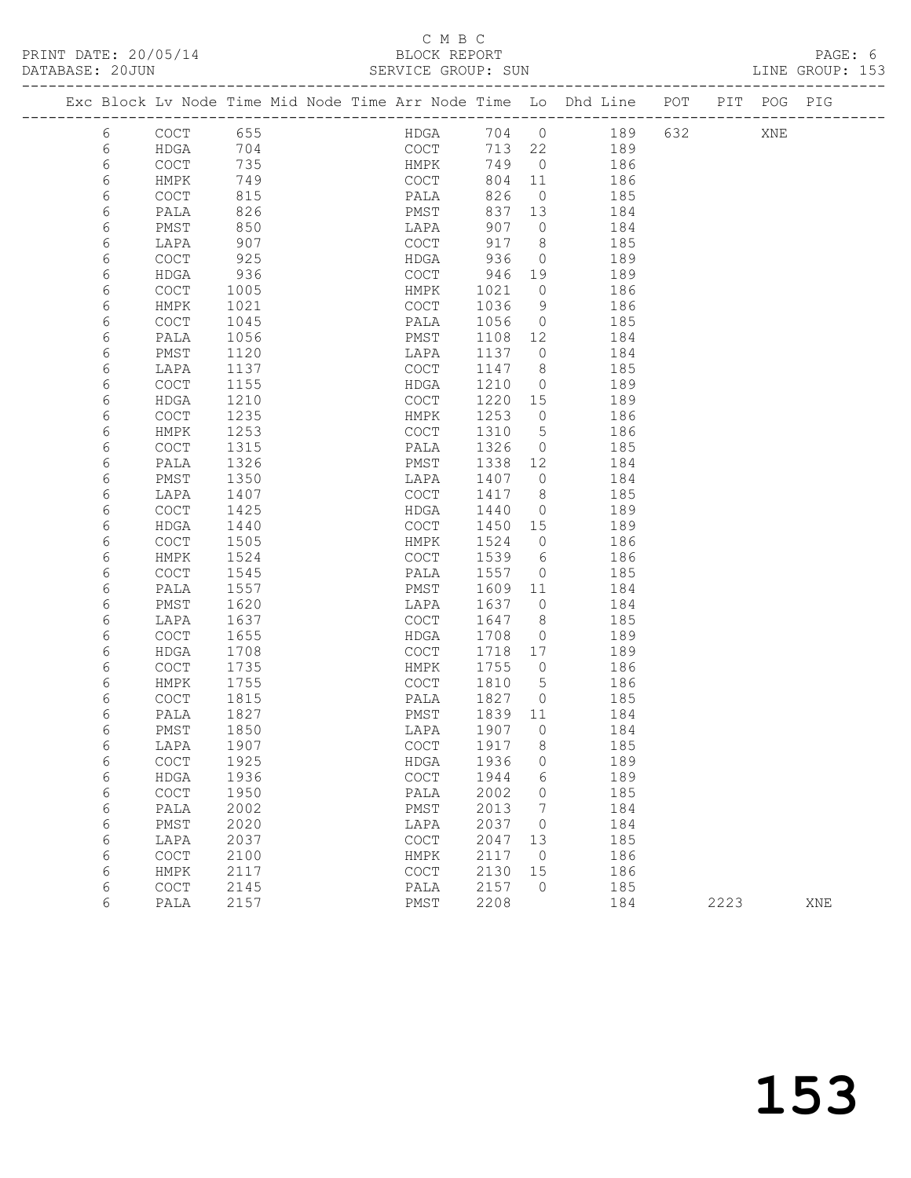C M B C

PRINT DATE: 20/05/14 BLOCK REPORT
DATABASE: 20JUN SERVICE GROUP: SUN LINE GROUP: 153

| Exc | Block | Lv | Node | Time | Mid | Node | Time | Arr | Node | Time | Lo | Dhd | Line | POT | PIT | POG | PIG |
|---|---|---|---|---|---|---|---|---|---|---|---|---|---|---|---|---|---|
| | 6 | | COCT | 655 | | | | | HDGA | 704 | 0 | | 189 | 632 | | XNE | |
| | 6 | | HDGA | 704 | | | | | COCT | 713 | 22 | | 189 | | | | |
| | 6 | | COCT | 735 | | | | | HMPK | 749 | 0 | | 186 | | | | |
| | 6 | | HMPK | 749 | | | | | COCT | 804 | 11 | | 186 | | | | |
| | 6 | | COCT | 815 | | | | | PALA | 826 | 0 | | 185 | | | | |
| | 6 | | PALA | 826 | | | | | PMST | 837 | 13 | | 184 | | | | |
| | 6 | | PMST | 850 | | | | | LAPA | 907 | 0 | | 184 | | | | |
| | 6 | | LAPA | 907 | | | | | COCT | 917 | 8 | | 185 | | | | |
| | 6 | | COCT | 925 | | | | | HDGA | 936 | 0 | | 189 | | | | |
| | 6 | | HDGA | 936 | | | | | COCT | 946 | 19 | | 189 | | | | |
| | 6 | | COCT | 1005 | | | | | HMPK | 1021 | 0 | | 186 | | | | |
| | 6 | | HMPK | 1021 | | | | | COCT | 1036 | 9 | | 186 | | | | |
| | 6 | | COCT | 1045 | | | | | PALA | 1056 | 0 | | 185 | | | | |
| | 6 | | PALA | 1056 | | | | | PMST | 1108 | 12 | | 184 | | | | |
| | 6 | | PMST | 1120 | | | | | LAPA | 1137 | 0 | | 184 | | | | |
| | 6 | | LAPA | 1137 | | | | | COCT | 1147 | 8 | | 185 | | | | |
| | 6 | | COCT | 1155 | | | | | HDGA | 1210 | 0 | | 189 | | | | |
| | 6 | | HDGA | 1210 | | | | | COCT | 1220 | 15 | | 189 | | | | |
| | 6 | | COCT | 1235 | | | | | HMPK | 1253 | 0 | | 186 | | | | |
| | 6 | | HMPK | 1253 | | | | | COCT | 1310 | 5 | | 186 | | | | |
| | 6 | | COCT | 1315 | | | | | PALA | 1326 | 0 | | 185 | | | | |
| | 6 | | PALA | 1326 | | | | | PMST | 1338 | 12 | | 184 | | | | |
| | 6 | | PMST | 1350 | | | | | LAPA | 1407 | 0 | | 184 | | | | |
| | 6 | | LAPA | 1407 | | | | | COCT | 1417 | 8 | | 185 | | | | |
| | 6 | | COCT | 1425 | | | | | HDGA | 1440 | 0 | | 189 | | | | |
| | 6 | | HDGA | 1440 | | | | | COCT | 1450 | 15 | | 189 | | | | |
| | 6 | | COCT | 1505 | | | | | HMPK | 1524 | 0 | | 186 | | | | |
| | 6 | | HMPK | 1524 | | | | | COCT | 1539 | 6 | | 186 | | | | |
| | 6 | | COCT | 1545 | | | | | PALA | 1557 | 0 | | 185 | | | | |
| | 6 | | PALA | 1557 | | | | | PMST | 1609 | 11 | | 184 | | | | |
| | 6 | | PMST | 1620 | | | | | LAPA | 1637 | 0 | | 184 | | | | |
| | 6 | | LAPA | 1637 | | | | | COCT | 1647 | 8 | | 185 | | | | |
| | 6 | | COCT | 1655 | | | | | HDGA | 1708 | 0 | | 189 | | | | |
| | 6 | | HDGA | 1708 | | | | | COCT | 1718 | 17 | | 189 | | | | |
| | 6 | | COCT | 1735 | | | | | HMPK | 1755 | 0 | | 186 | | | | |
| | 6 | | HMPK | 1755 | | | | | COCT | 1810 | 5 | | 186 | | | | |
| | 6 | | COCT | 1815 | | | | | PALA | 1827 | 0 | | 185 | | | | |
| | 6 | | PALA | 1827 | | | | | PMST | 1839 | 11 | | 184 | | | | |
| | 6 | | PMST | 1850 | | | | | LAPA | 1907 | 0 | | 184 | | | | |
| | 6 | | LAPA | 1907 | | | | | COCT | 1917 | 8 | | 185 | | | | |
| | 6 | | COCT | 1925 | | | | | HDGA | 1936 | 0 | | 189 | | | | |
| | 6 | | HDGA | 1936 | | | | | COCT | 1944 | 6 | | 189 | | | | |
| | 6 | | COCT | 1950 | | | | | PALA | 2002 | 0 | | 185 | | | | |
| | 6 | | PALA | 2002 | | | | | PMST | 2013 | 7 | | 184 | | | | |
| | 6 | | PMST | 2020 | | | | | LAPA | 2037 | 0 | | 184 | | | | |
| | 6 | | LAPA | 2037 | | | | | COCT | 2047 | 13 | | 185 | | | | |
| | 6 | | COCT | 2100 | | | | | HMPK | 2117 | 0 | | 186 | | | | |
| | 6 | | HMPK | 2117 | | | | | COCT | 2130 | 15 | | 186 | | | | |
| | 6 | | COCT | 2145 | | | | | PALA | 2157 | 0 | | 185 | | | | |
| | 6 | | PALA | 2157 | | | | | PMST | 2208 | | | 184 | | 2223 | | XNE |

# 153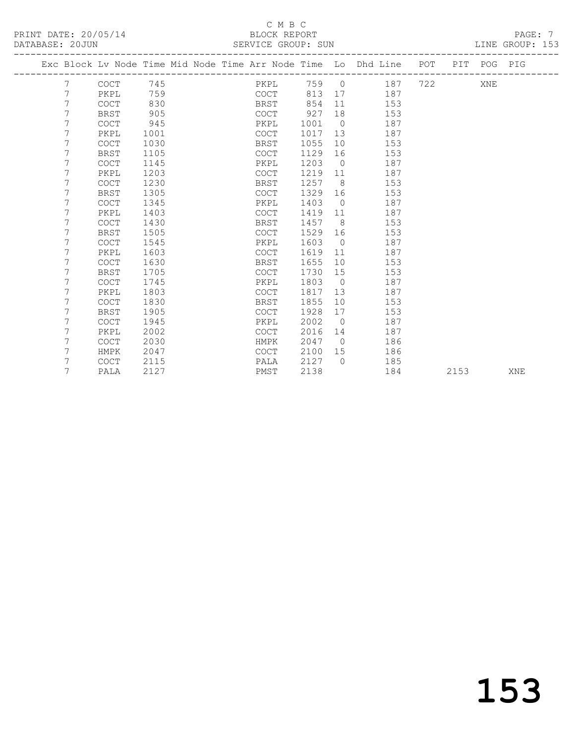C M B C

PRINT DATE: 20/05/14 BLOCK REPORT

DATABASE: 20JUN SERVICE GROUP: SUN LINE GROUP: 153

| Exc | Block | Lv | Node | Time | Mid Node | Time | Arr Node | Time | Lo | Dhd Line | POT | PIT | POG | PIG |
|---|---|---|---|---|---|---|---|---|---|---|---|---|---|---|
| | 7 | | COCT | 745 | | | PKPL | 759 | 0 | 187 | 722 | | XNE | |
| | 7 | | PKPL | 759 | | | COCT | 813 | 17 | 187 | | | | |
| | 7 | | COCT | 830 | | | BRST | 854 | 11 | 153 | | | | |
| | 7 | | BRST | 905 | | | COCT | 927 | 18 | 153 | | | | |
| | 7 | | COCT | 945 | | | PKPL | 1001 | 0 | 187 | | | | |
| | 7 | | PKPL | 1001 | | | COCT | 1017 | 13 | 187 | | | | |
| | 7 | | COCT | 1030 | | | BRST | 1055 | 10 | 153 | | | | |
| | 7 | | BRST | 1105 | | | COCT | 1129 | 16 | 153 | | | | |
| | 7 | | COCT | 1145 | | | PKPL | 1203 | 0 | 187 | | | | |
| | 7 | | PKPL | 1203 | | | COCT | 1219 | 11 | 187 | | | | |
| | 7 | | COCT | 1230 | | | BRST | 1257 | 8 | 153 | | | | |
| | 7 | | BRST | 1305 | | | COCT | 1329 | 16 | 153 | | | | |
| | 7 | | COCT | 1345 | | | PKPL | 1403 | 0 | 187 | | | | |
| | 7 | | PKPL | 1403 | | | COCT | 1419 | 11 | 187 | | | | |
| | 7 | | COCT | 1430 | | | BRST | 1457 | 8 | 153 | | | | |
| | 7 | | BRST | 1505 | | | COCT | 1529 | 16 | 153 | | | | |
| | 7 | | COCT | 1545 | | | PKPL | 1603 | 0 | 187 | | | | |
| | 7 | | PKPL | 1603 | | | COCT | 1619 | 11 | 187 | | | | |
| | 7 | | COCT | 1630 | | | BRST | 1655 | 10 | 153 | | | | |
| | 7 | | BRST | 1705 | | | COCT | 1730 | 15 | 153 | | | | |
| | 7 | | COCT | 1745 | | | PKPL | 1803 | 0 | 187 | | | | |
| | 7 | | PKPL | 1803 | | | COCT | 1817 | 13 | 187 | | | | |
| | 7 | | COCT | 1830 | | | BRST | 1855 | 10 | 153 | | | | |
| | 7 | | BRST | 1905 | | | COCT | 1928 | 17 | 153 | | | | |
| | 7 | | COCT | 1945 | | | PKPL | 2002 | 0 | 187 | | | | |
| | 7 | | PKPL | 2002 | | | COCT | 2016 | 14 | 187 | | | | |
| | 7 | | COCT | 2030 | | | HMPK | 2047 | 0 | 186 | | | | |
| | 7 | | HMPK | 2047 | | | COCT | 2100 | 15 | 186 | | | | |
| | 7 | | COCT | 2115 | | | PALA | 2127 | 0 | 185 | | | | |
| | 7 | | PALA | 2127 | | | PMST | 2138 | | 184 | | 2153 | | XNE |

# 153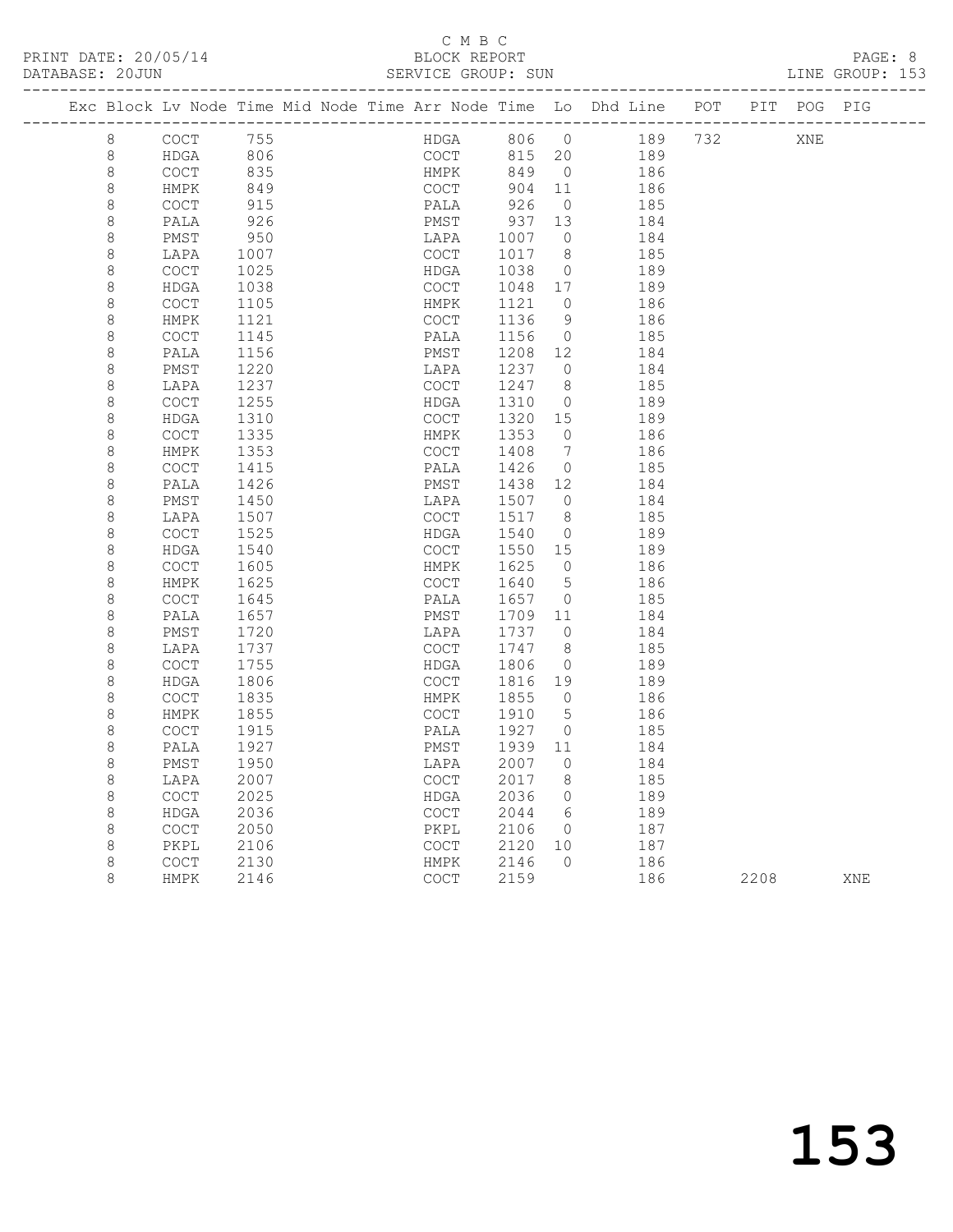C M B C

PRINT DATE: 20/05/14 BLOCK REPORT

DATABASE: 20JUN SERVICE GROUP: SUN LINE GROUP: 153

| Exc | Block | Lv | Node | Time | Mid Node | Time | Arr Node | Time | Lo | Dhd Line | POT | PIT | POG | PIG |
|---|---|---|---|---|---|---|---|---|---|---|---|---|---|---|
| | 8 | | COCT | 755 | | | HDGA | 806 | 0 | 189 | 732 | | XNE | |
| | 8 | | HDGA | 806 | | | COCT | 815 | 20 | 189 | | | | |
| | 8 | | COCT | 835 | | | HMPK | 849 | 0 | 186 | | | | |
| | 8 | | HMPK | 849 | | | COCT | 904 | 11 | 186 | | | | |
| | 8 | | COCT | 915 | | | PALA | 926 | 0 | 185 | | | | |
| | 8 | | PALA | 926 | | | PMST | 937 | 13 | 184 | | | | |
| | 8 | | PMST | 950 | | | LAPA | 1007 | 0 | 184 | | | | |
| | 8 | | LAPA | 1007 | | | COCT | 1017 | 8 | 185 | | | | |
| | 8 | | COCT | 1025 | | | HDGA | 1038 | 0 | 189 | | | | |
| | 8 | | HDGA | 1038 | | | COCT | 1048 | 17 | 189 | | | | |
| | 8 | | COCT | 1105 | | | HMPK | 1121 | 0 | 186 | | | | |
| | 8 | | HMPK | 1121 | | | COCT | 1136 | 9 | 186 | | | | |
| | 8 | | COCT | 1145 | | | PALA | 1156 | 0 | 185 | | | | |
| | 8 | | PALA | 1156 | | | PMST | 1208 | 12 | 184 | | | | |
| | 8 | | PMST | 1220 | | | LAPA | 1237 | 0 | 184 | | | | |
| | 8 | | LAPA | 1237 | | | COCT | 1247 | 8 | 185 | | | | |
| | 8 | | COCT | 1255 | | | HDGA | 1310 | 0 | 189 | | | | |
| | 8 | | HDGA | 1310 | | | COCT | 1320 | 15 | 189 | | | | |
| | 8 | | COCT | 1335 | | | HMPK | 1353 | 0 | 186 | | | | |
| | 8 | | HMPK | 1353 | | | COCT | 1408 | 7 | 186 | | | | |
| | 8 | | COCT | 1415 | | | PALA | 1426 | 0 | 185 | | | | |
| | 8 | | PALA | 1426 | | | PMST | 1438 | 12 | 184 | | | | |
| | 8 | | PMST | 1450 | | | LAPA | 1507 | 0 | 184 | | | | |
| | 8 | | LAPA | 1507 | | | COCT | 1517 | 8 | 185 | | | | |
| | 8 | | COCT | 1525 | | | HDGA | 1540 | 0 | 189 | | | | |
| | 8 | | HDGA | 1540 | | | COCT | 1550 | 15 | 189 | | | | |
| | 8 | | COCT | 1605 | | | HMPK | 1625 | 0 | 186 | | | | |
| | 8 | | HMPK | 1625 | | | COCT | 1640 | 5 | 186 | | | | |
| | 8 | | COCT | 1645 | | | PALA | 1657 | 0 | 185 | | | | |
| | 8 | | PALA | 1657 | | | PMST | 1709 | 11 | 184 | | | | |
| | 8 | | PMST | 1720 | | | LAPA | 1737 | 0 | 184 | | | | |
| | 8 | | LAPA | 1737 | | | COCT | 1747 | 8 | 185 | | | | |
| | 8 | | COCT | 1755 | | | HDGA | 1806 | 0 | 189 | | | | |
| | 8 | | HDGA | 1806 | | | COCT | 1816 | 19 | 189 | | | | |
| | 8 | | COCT | 1835 | | | HMPK | 1855 | 0 | 186 | | | | |
| | 8 | | HMPK | 1855 | | | COCT | 1910 | 5 | 186 | | | | |
| | 8 | | COCT | 1915 | | | PALA | 1927 | 0 | 185 | | | | |
| | 8 | | PALA | 1927 | | | PMST | 1939 | 11 | 184 | | | | |
| | 8 | | PMST | 1950 | | | LAPA | 2007 | 0 | 184 | | | | |
| | 8 | | LAPA | 2007 | | | COCT | 2017 | 8 | 185 | | | | |
| | 8 | | COCT | 2025 | | | HDGA | 2036 | 0 | 189 | | | | |
| | 8 | | HDGA | 2036 | | | COCT | 2044 | 6 | 189 | | | | |
| | 8 | | COCT | 2050 | | | PKPL | 2106 | 0 | 187 | | | | |
| | 8 | | PKPL | 2106 | | | COCT | 2120 | 10 | 187 | | | | |
| | 8 | | COCT | 2130 | | | HMPK | 2146 | 0 | 186 | | | | |
| | 8 | | HMPK | 2146 | | | COCT | 2159 | | 186 | | 2208 | | XNE |

153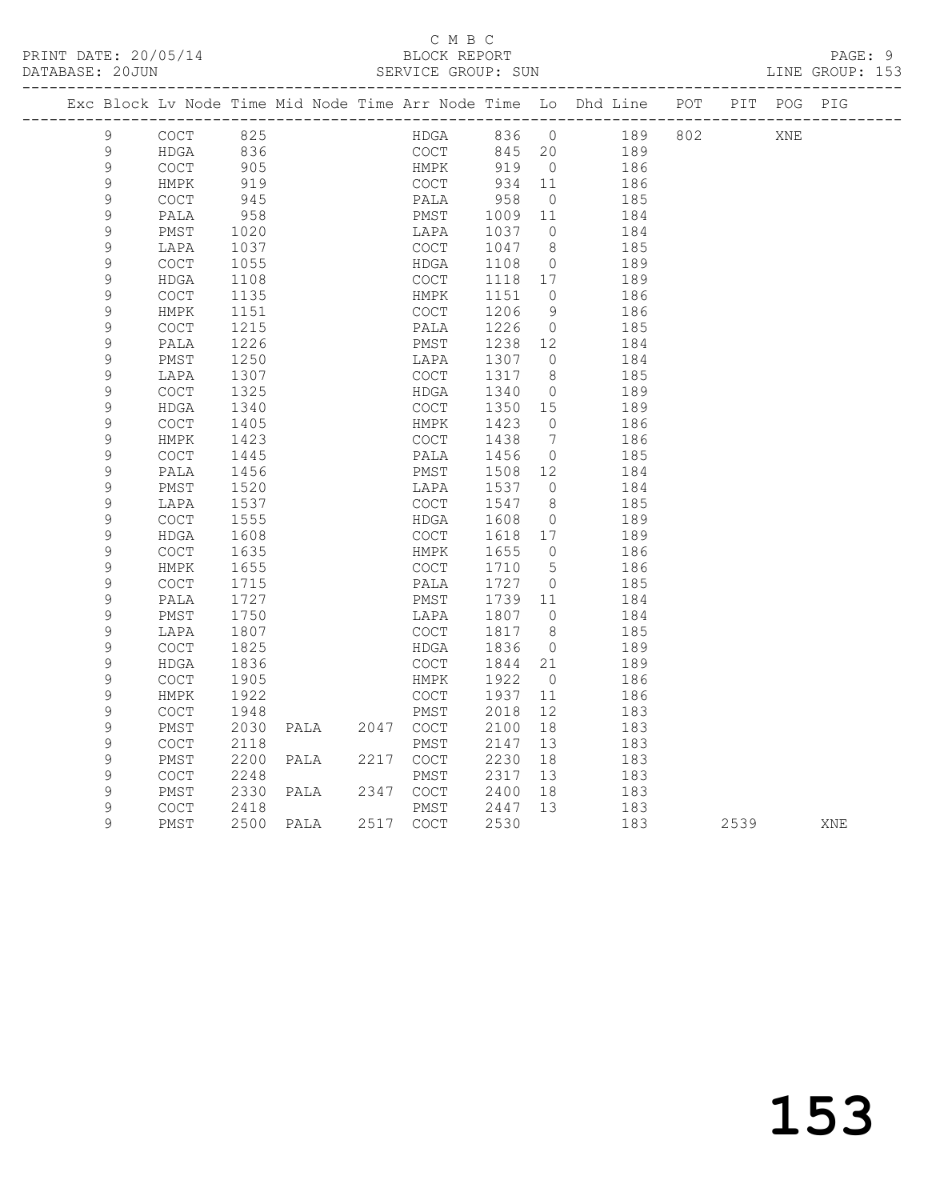C M B C

PRINT DATE: 20/05/14 BLOCK REPORT

DATABASE: 20JUN SERVICE GROUP: SUN LINE GROUP: 153

| Exc | Block | Lv | Node | Time | Mid Node | Time | Arr Node | Time | Lo | Dhd Line | POT | PIT | POG | PIG |
|---|---|---|---|---|---|---|---|---|---|---|---|---|---|---|
| | 9 | | COCT | 825 | | | HDGA | 836 | 0 | 189 | 802 | | XNE | |
| | 9 | | HDGA | 836 | | | COCT | 845 | 20 | 189 | | | | |
| | 9 | | COCT | 905 | | | HMPK | 919 | 0 | 186 | | | | |
| | 9 | | HMPK | 919 | | | COCT | 934 | 11 | 186 | | | | |
| | 9 | | COCT | 945 | | | PALA | 958 | 0 | 185 | | | | |
| | 9 | | PALA | 958 | | | PMST | 1009 | 11 | 184 | | | | |
| | 9 | | PMST | 1020 | | | LAPA | 1037 | 0 | 184 | | | | |
| | 9 | | LAPA | 1037 | | | COCT | 1047 | 8 | 185 | | | | |
| | 9 | | COCT | 1055 | | | HDGA | 1108 | 0 | 189 | | | | |
| | 9 | | HDGA | 1108 | | | COCT | 1118 | 17 | 189 | | | | |
| | 9 | | COCT | 1135 | | | HMPK | 1151 | 0 | 186 | | | | |
| | 9 | | HMPK | 1151 | | | COCT | 1206 | 9 | 186 | | | | |
| | 9 | | COCT | 1215 | | | PALA | 1226 | 0 | 185 | | | | |
| | 9 | | PALA | 1226 | | | PMST | 1238 | 12 | 184 | | | | |
| | 9 | | PMST | 1250 | | | LAPA | 1307 | 0 | 184 | | | | |
| | 9 | | LAPA | 1307 | | | COCT | 1317 | 8 | 185 | | | | |
| | 9 | | COCT | 1325 | | | HDGA | 1340 | 0 | 189 | | | | |
| | 9 | | HDGA | 1340 | | | COCT | 1350 | 15 | 189 | | | | |
| | 9 | | COCT | 1405 | | | HMPK | 1423 | 0 | 186 | | | | |
| | 9 | | HMPK | 1423 | | | COCT | 1438 | 7 | 186 | | | | |
| | 9 | | COCT | 1445 | | | PALA | 1456 | 0 | 185 | | | | |
| | 9 | | PALA | 1456 | | | PMST | 1508 | 12 | 184 | | | | |
| | 9 | | PMST | 1520 | | | LAPA | 1537 | 0 | 184 | | | | |
| | 9 | | LAPA | 1537 | | | COCT | 1547 | 8 | 185 | | | | |
| | 9 | | COCT | 1555 | | | HDGA | 1608 | 0 | 189 | | | | |
| | 9 | | HDGA | 1608 | | | COCT | 1618 | 17 | 189 | | | | |
| | 9 | | COCT | 1635 | | | HMPK | 1655 | 0 | 186 | | | | |
| | 9 | | HMPK | 1655 | | | COCT | 1710 | 5 | 186 | | | | |
| | 9 | | COCT | 1715 | | | PALA | 1727 | 0 | 185 | | | | |
| | 9 | | PALA | 1727 | | | PMST | 1739 | 11 | 184 | | | | |
| | 9 | | PMST | 1750 | | | LAPA | 1807 | 0 | 184 | | | | |
| | 9 | | LAPA | 1807 | | | COCT | 1817 | 8 | 185 | | | | |
| | 9 | | COCT | 1825 | | | HDGA | 1836 | 0 | 189 | | | | |
| | 9 | | HDGA | 1836 | | | COCT | 1844 | 21 | 189 | | | | |
| | 9 | | COCT | 1905 | | | HMPK | 1922 | 0 | 186 | | | | |
| | 9 | | HMPK | 1922 | | | COCT | 1937 | 11 | 186 | | | | |
| | 9 | | COCT | 1948 | | | PMST | 2018 | 12 | 183 | | | | |
| | 9 | | PMST | 2030 | PALA | 2047 | COCT | 2100 | 18 | 183 | | | | |
| | 9 | | COCT | 2118 | | | PMST | 2147 | 13 | 183 | | | | |
| | 9 | | PMST | 2200 | PALA | 2217 | COCT | 2230 | 18 | 183 | | | | |
| | 9 | | COCT | 2248 | | | PMST | 2317 | 13 | 183 | | | | |
| | 9 | | PMST | 2330 | PALA | 2347 | COCT | 2400 | 18 | 183 | | | | |
| | 9 | | COCT | 2418 | | | PMST | 2447 | 13 | 183 | | | | |
| | 9 | | PMST | 2500 | PALA | 2517 | COCT | 2530 | | 183 | | 2539 | | XNE |

# 153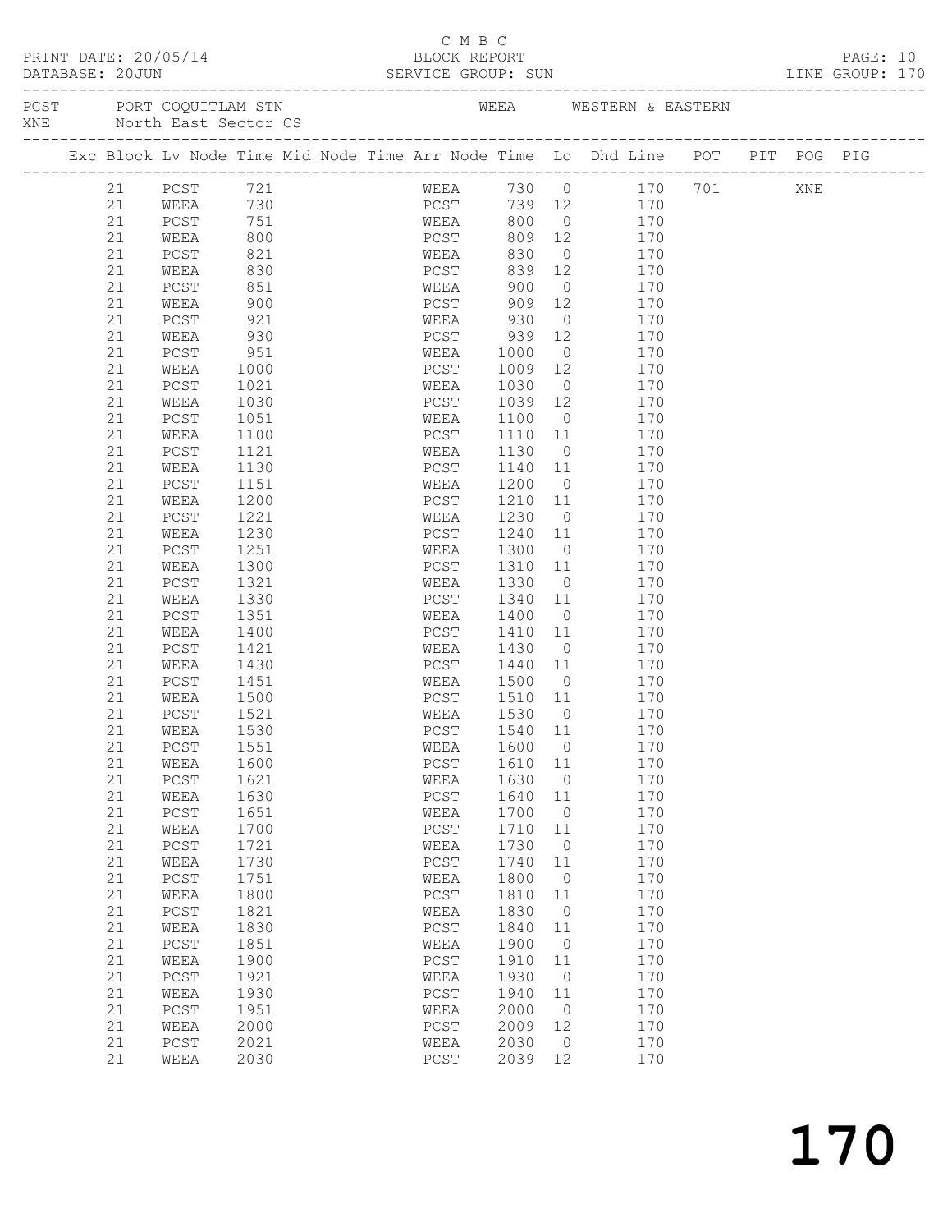C M B C

PRINT DATE: 20/05/14 BLOCK REPORT
DATABASE: 20JUN SERVICE GROUP: SUN LINE GROUP: 170

PCST PORT COQUITLAM STN WEEA WESTERN & EASTERN
XNE North East Sector CS

| Exc | Block | Lv Node | Time | Mid Node | Time | Arr Node | Time | Lo | Dhd Line | POT | PIT | POG | PIG |
|---|---|---|---|---|---|---|---|---|---|---|---|---|---|
| | 21 | PCST | 721 | | | WEEA | 730 | 0 | 170 | 701 | | XNE | |
| | 21 | WEEA | 730 | | | PCST | 739 | 12 | 170 | | | | |
| | 21 | PCST | 751 | | | WEEA | 800 | 0 | 170 | | | | |
| | 21 | WEEA | 800 | | | PCST | 809 | 12 | 170 | | | | |
| | 21 | PCST | 821 | | | WEEA | 830 | 0 | 170 | | | | |
| | 21 | WEEA | 830 | | | PCST | 839 | 12 | 170 | | | | |
| | 21 | PCST | 851 | | | WEEA | 900 | 0 | 170 | | | | |
| | 21 | WEEA | 900 | | | PCST | 909 | 12 | 170 | | | | |
| | 21 | PCST | 921 | | | WEEA | 930 | 0 | 170 | | | | |
| | 21 | WEEA | 930 | | | PCST | 939 | 12 | 170 | | | | |
| | 21 | PCST | 951 | | | WEEA | 1000 | 0 | 170 | | | | |
| | 21 | WEEA | 1000 | | | PCST | 1009 | 12 | 170 | | | | |
| | 21 | PCST | 1021 | | | WEEA | 1030 | 0 | 170 | | | | |
| | 21 | WEEA | 1030 | | | PCST | 1039 | 12 | 170 | | | | |
| | 21 | PCST | 1051 | | | WEEA | 1100 | 0 | 170 | | | | |
| | 21 | WEEA | 1100 | | | PCST | 1110 | 11 | 170 | | | | |
| | 21 | PCST | 1121 | | | WEEA | 1130 | 0 | 170 | | | | |
| | 21 | WEEA | 1130 | | | PCST | 1140 | 11 | 170 | | | | |
| | 21 | PCST | 1151 | | | WEEA | 1200 | 0 | 170 | | | | |
| | 21 | WEEA | 1200 | | | PCST | 1210 | 11 | 170 | | | | |
| | 21 | PCST | 1221 | | | WEEA | 1230 | 0 | 170 | | | | |
| | 21 | WEEA | 1230 | | | PCST | 1240 | 11 | 170 | | | | |
| | 21 | PCST | 1251 | | | WEEA | 1300 | 0 | 170 | | | | |
| | 21 | WEEA | 1300 | | | PCST | 1310 | 11 | 170 | | | | |
| | 21 | PCST | 1321 | | | WEEA | 1330 | 0 | 170 | | | | |
| | 21 | WEEA | 1330 | | | PCST | 1340 | 11 | 170 | | | | |
| | 21 | PCST | 1351 | | | WEEA | 1400 | 0 | 170 | | | | |
| | 21 | WEEA | 1400 | | | PCST | 1410 | 11 | 170 | | | | |
| | 21 | PCST | 1421 | | | WEEA | 1430 | 0 | 170 | | | | |
| | 21 | WEEA | 1430 | | | PCST | 1440 | 11 | 170 | | | | |
| | 21 | PCST | 1451 | | | WEEA | 1500 | 0 | 170 | | | | |
| | 21 | WEEA | 1500 | | | PCST | 1510 | 11 | 170 | | | | |
| | 21 | PCST | 1521 | | | WEEA | 1530 | 0 | 170 | | | | |
| | 21 | WEEA | 1530 | | | PCST | 1540 | 11 | 170 | | | | |
| | 21 | PCST | 1551 | | | WEEA | 1600 | 0 | 170 | | | | |
| | 21 | WEEA | 1600 | | | PCST | 1610 | 11 | 170 | | | | |
| | 21 | PCST | 1621 | | | WEEA | 1630 | 0 | 170 | | | | |
| | 21 | WEEA | 1630 | | | PCST | 1640 | 11 | 170 | | | | |
| | 21 | PCST | 1651 | | | WEEA | 1700 | 0 | 170 | | | | |
| | 21 | WEEA | 1700 | | | PCST | 1710 | 11 | 170 | | | | |
| | 21 | PCST | 1721 | | | WEEA | 1730 | 0 | 170 | | | | |
| | 21 | WEEA | 1730 | | | PCST | 1740 | 11 | 170 | | | | |
| | 21 | PCST | 1751 | | | WEEA | 1800 | 0 | 170 | | | | |
| | 21 | WEEA | 1800 | | | PCST | 1810 | 11 | 170 | | | | |
| | 21 | PCST | 1821 | | | WEEA | 1830 | 0 | 170 | | | | |
| | 21 | WEEA | 1830 | | | PCST | 1840 | 11 | 170 | | | | |
| | 21 | PCST | 1851 | | | WEEA | 1900 | 0 | 170 | | | | |
| | 21 | WEEA | 1900 | | | PCST | 1910 | 11 | 170 | | | | |
| | 21 | PCST | 1921 | | | WEEA | 1930 | 0 | 170 | | | | |
| | 21 | WEEA | 1930 | | | PCST | 1940 | 11 | 170 | | | | |
| | 21 | PCST | 1951 | | | WEEA | 2000 | 0 | 170 | | | | |
| | 21 | WEEA | 2000 | | | PCST | 2009 | 12 | 170 | | | | |
| | 21 | PCST | 2021 | | | WEEA | 2030 | 0 | 170 | | | | |
| | 21 | WEEA | 2030 | | | PCST | 2039 | 12 | 170 | | | | |

# 170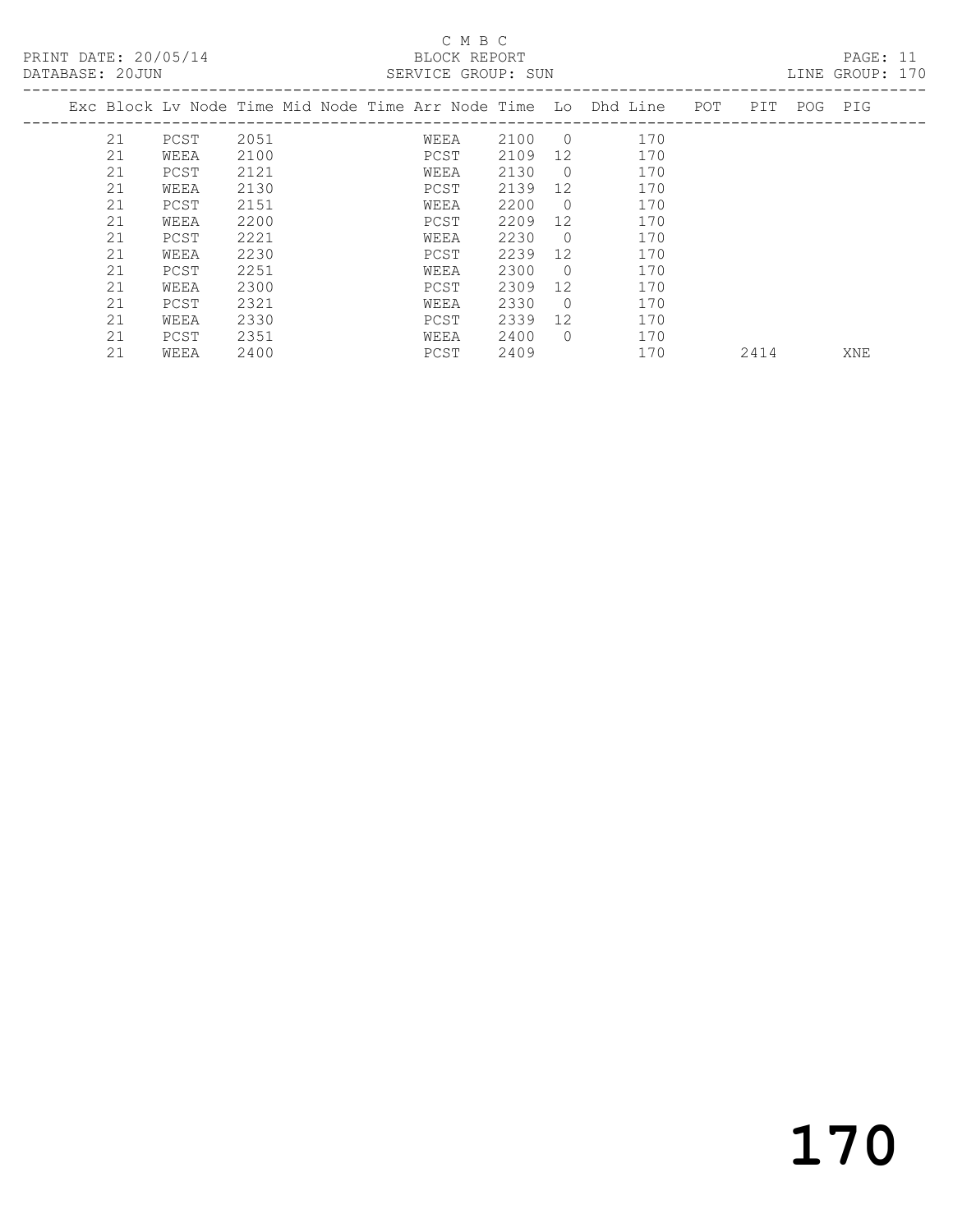C M B C
BLOCK REPORT
SERVICE GROUP: SUN

PRINT DATE: 20/05/14
DATABASE: 20JUN
LINE GROUP: 170

| Exc | Block | Lv | Node | Time | Mid Node | Time | Arr Node | Time | Lo | Dhd | Line | POT | PIT | POG | PIG |
|---|---|---|---|---|---|---|---|---|---|---|---|---|---|---|---|
| | 21 | | PCST | 2051 | | | WEEA | 2100 | 0 | | 170 | | | | |
| | 21 | | WEEA | 2100 | | | PCST | 2109 | 12 | | 170 | | | | |
| | 21 | | PCST | 2121 | | | WEEA | 2130 | 0 | | 170 | | | | |
| | 21 | | WEEA | 2130 | | | PCST | 2139 | 12 | | 170 | | | | |
| | 21 | | PCST | 2151 | | | WEEA | 2200 | 0 | | 170 | | | | |
| | 21 | | WEEA | 2200 | | | PCST | 2209 | 12 | | 170 | | | | |
| | 21 | | PCST | 2221 | | | WEEA | 2230 | 0 | | 170 | | | | |
| | 21 | | WEEA | 2230 | | | PCST | 2239 | 12 | | 170 | | | | |
| | 21 | | PCST | 2251 | | | WEEA | 2300 | 0 | | 170 | | | | |
| | 21 | | WEEA | 2300 | | | PCST | 2309 | 12 | | 170 | | | | |
| | 21 | | PCST | 2321 | | | WEEA | 2330 | 0 | | 170 | | | | |
| | 21 | | WEEA | 2330 | | | PCST | 2339 | 12 | | 170 | | | | |
| | 21 | | PCST | 2351 | | | WEEA | 2400 | 0 | | 170 | | | | |
| | 21 | | WEEA | 2400 | | | PCST | 2409 | | | 170 | | 2414 | | XNE |

# 170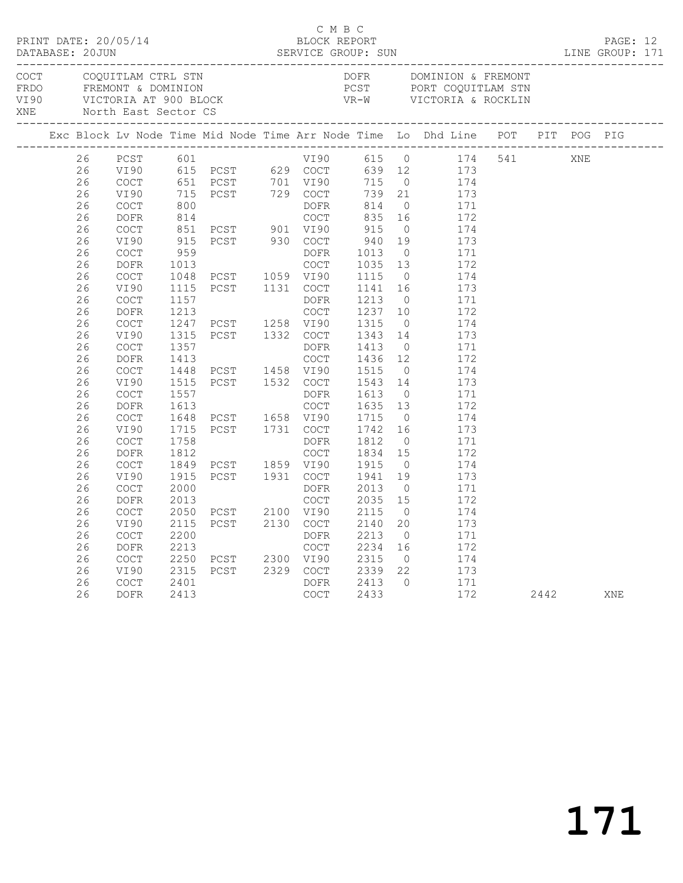C M B C

PRINT DATE: 20/05/14 BLOCK REPORT

DATABASE: 20JUN SERVICE GROUP: SUN LINE GROUP: 171

| | | | |
|---|---|---|---|
| COCT | COQUITLAM CTRL STN | DOFR | DOMINION & FREMONT |
| FRDO | FREMONT & DOMINION | PCST | PORT COQUITLAM STN |
| VI90 | VICTORIA AT 900 BLOCK | VR-W | VICTORIA & ROCKLIN |
| XNE | North East Sector CS | | |

| Exc | Block | Lv Node | Time | Mid Node | Time | Arr Node | Time | Lo | Dhd Line | POT | PIT | POG | PIG |
|---|---|---|---|---|---|---|---|---|---|---|---|---|---|
| | 26 | PCST | 601 | | | VI90 | 615 | 0 | 174 | 541 | | XNE | |
| | 26 | VI90 | 615 | PCST | 629 | COCT | 639 | 12 | 173 | | | | |
| | 26 | COCT | 651 | PCST | 701 | VI90 | 715 | 0 | 174 | | | | |
| | 26 | VI90 | 715 | PCST | 729 | COCT | 739 | 21 | 173 | | | | |
| | 26 | COCT | 800 | | | DOFR | 814 | 0 | 171 | | | | |
| | 26 | DOFR | 814 | | | COCT | 835 | 16 | 172 | | | | |
| | 26 | COCT | 851 | PCST | 901 | VI90 | 915 | 0 | 174 | | | | |
| | 26 | VI90 | 915 | PCST | 930 | COCT | 940 | 19 | 173 | | | | |
| | 26 | COCT | 959 | | | DOFR | 1013 | 0 | 171 | | | | |
| | 26 | DOFR | 1013 | | | COCT | 1035 | 13 | 172 | | | | |
| | 26 | COCT | 1048 | PCST | 1059 | VI90 | 1115 | 0 | 174 | | | | |
| | 26 | VI90 | 1115 | PCST | 1131 | COCT | 1141 | 16 | 173 | | | | |
| | 26 | COCT | 1157 | | | DOFR | 1213 | 0 | 171 | | | | |
| | 26 | DOFR | 1213 | | | COCT | 1237 | 10 | 172 | | | | |
| | 26 | COCT | 1247 | PCST | 1258 | VI90 | 1315 | 0 | 174 | | | | |
| | 26 | VI90 | 1315 | PCST | 1332 | COCT | 1343 | 14 | 173 | | | | |
| | 26 | COCT | 1357 | | | DOFR | 1413 | 0 | 171 | | | | |
| | 26 | DOFR | 1413 | | | COCT | 1436 | 12 | 172 | | | | |
| | 26 | COCT | 1448 | PCST | 1458 | VI90 | 1515 | 0 | 174 | | | | |
| | 26 | VI90 | 1515 | PCST | 1532 | COCT | 1543 | 14 | 173 | | | | |
| | 26 | COCT | 1557 | | | DOFR | 1613 | 0 | 171 | | | | |
| | 26 | DOFR | 1613 | | | COCT | 1635 | 13 | 172 | | | | |
| | 26 | COCT | 1648 | PCST | 1658 | VI90 | 1715 | 0 | 174 | | | | |
| | 26 | VI90 | 1715 | PCST | 1731 | COCT | 1742 | 16 | 173 | | | | |
| | 26 | COCT | 1758 | | | DOFR | 1812 | 0 | 171 | | | | |
| | 26 | DOFR | 1812 | | | COCT | 1834 | 15 | 172 | | | | |
| | 26 | COCT | 1849 | PCST | 1859 | VI90 | 1915 | 0 | 174 | | | | |
| | 26 | VI90 | 1915 | PCST | 1931 | COCT | 1941 | 19 | 173 | | | | |
| | 26 | COCT | 2000 | | | DOFR | 2013 | 0 | 171 | | | | |
| | 26 | DOFR | 2013 | | | COCT | 2035 | 15 | 172 | | | | |
| | 26 | COCT | 2050 | PCST | 2100 | VI90 | 2115 | 0 | 174 | | | | |
| | 26 | VI90 | 2115 | PCST | 2130 | COCT | 2140 | 20 | 173 | | | | |
| | 26 | COCT | 2200 | | | DOFR | 2213 | 0 | 171 | | | | |
| | 26 | DOFR | 2213 | | | COCT | 2234 | 16 | 172 | | | | |
| | 26 | COCT | 2250 | PCST | 2300 | VI90 | 2315 | 0 | 174 | | | | |
| | 26 | VI90 | 2315 | PCST | 2329 | COCT | 2339 | 22 | 173 | | | | |
| | 26 | COCT | 2401 | | | DOFR | 2413 | 0 | 171 | | | | |
| | 26 | DOFR | 2413 | | | COCT | 2433 | | 172 | | 2442 | | XNE |

# 171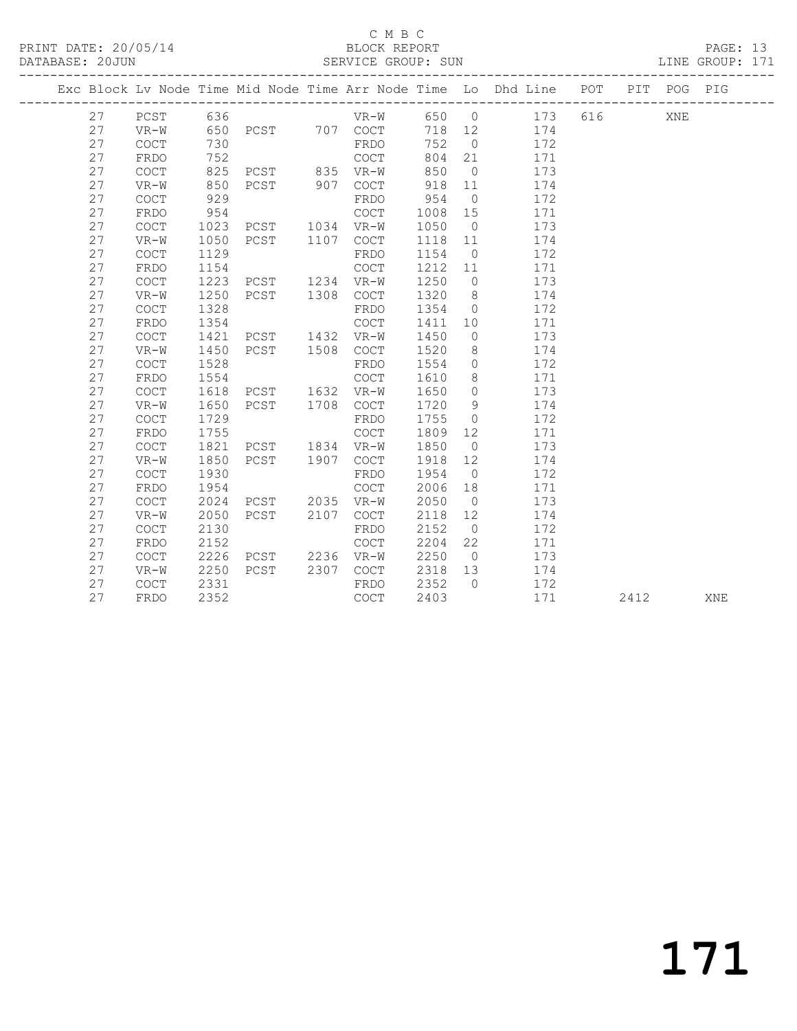C M B C

PRINT DATE: 20/05/14 BLOCK REPORT PAGE: 13
DATABASE: 20JUN SERVICE GROUP: SUN LINE GROUP: 171

| Exc | Block | Lv | Node | Time | Mid Node | Time | Arr Node | Time | Lo | Dhd Line | POT | PIT | POG | PIG |
|---|---|---|---|---|---|---|---|---|---|---|---|---|---|---|
| | 27 | | PCST | 636 | | | VR-W | 650 | 0 | 173 | 616 | | XNE | |
| | 27 | | VR-W | 650 | PCST | 707 | COCT | 718 | 12 | 174 | | | | |
| | 27 | | COCT | 730 | | | FRDO | 752 | 0 | 172 | | | | |
| | 27 | | FRDO | 752 | | | COCT | 804 | 21 | 171 | | | | |
| | 27 | | COCT | 825 | PCST | 835 | VR-W | 850 | 0 | 173 | | | | |
| | 27 | | VR-W | 850 | PCST | 907 | COCT | 918 | 11 | 174 | | | | |
| | 27 | | COCT | 929 | | | FRDO | 954 | 0 | 172 | | | | |
| | 27 | | FRDO | 954 | | | COCT | 1008 | 15 | 171 | | | | |
| | 27 | | COCT | 1023 | PCST | 1034 | VR-W | 1050 | 0 | 173 | | | | |
| | 27 | | VR-W | 1050 | PCST | 1107 | COCT | 1118 | 11 | 174 | | | | |
| | 27 | | COCT | 1129 | | | FRDO | 1154 | 0 | 172 | | | | |
| | 27 | | FRDO | 1154 | | | COCT | 1212 | 11 | 171 | | | | |
| | 27 | | COCT | 1223 | PCST | 1234 | VR-W | 1250 | 0 | 173 | | | | |
| | 27 | | VR-W | 1250 | PCST | 1308 | COCT | 1320 | 8 | 174 | | | | |
| | 27 | | COCT | 1328 | | | FRDO | 1354 | 0 | 172 | | | | |
| | 27 | | FRDO | 1354 | | | COCT | 1411 | 10 | 171 | | | | |
| | 27 | | COCT | 1421 | PCST | 1432 | VR-W | 1450 | 0 | 173 | | | | |
| | 27 | | VR-W | 1450 | PCST | 1508 | COCT | 1520 | 8 | 174 | | | | |
| | 27 | | COCT | 1528 | | | FRDO | 1554 | 0 | 172 | | | | |
| | 27 | | FRDO | 1554 | | | COCT | 1610 | 8 | 171 | | | | |
| | 27 | | COCT | 1618 | PCST | 1632 | VR-W | 1650 | 0 | 173 | | | | |
| | 27 | | VR-W | 1650 | PCST | 1708 | COCT | 1720 | 9 | 174 | | | | |
| | 27 | | COCT | 1729 | | | FRDO | 1755 | 0 | 172 | | | | |
| | 27 | | FRDO | 1755 | | | COCT | 1809 | 12 | 171 | | | | |
| | 27 | | COCT | 1821 | PCST | 1834 | VR-W | 1850 | 0 | 173 | | | | |
| | 27 | | VR-W | 1850 | PCST | 1907 | COCT | 1918 | 12 | 174 | | | | |
| | 27 | | COCT | 1930 | | | FRDO | 1954 | 0 | 172 | | | | |
| | 27 | | FRDO | 1954 | | | COCT | 2006 | 18 | 171 | | | | |
| | 27 | | COCT | 2024 | PCST | 2035 | VR-W | 2050 | 0 | 173 | | | | |
| | 27 | | VR-W | 2050 | PCST | 2107 | COCT | 2118 | 12 | 174 | | | | |
| | 27 | | COCT | 2130 | | | FRDO | 2152 | 0 | 172 | | | | |
| | 27 | | FRDO | 2152 | | | COCT | 2204 | 22 | 171 | | | | |
| | 27 | | COCT | 2226 | PCST | 2236 | VR-W | 2250 | 0 | 173 | | | | |
| | 27 | | VR-W | 2250 | PCST | 2307 | COCT | 2318 | 13 | 174 | | | | |
| | 27 | | COCT | 2331 | | | FRDO | 2352 | 0 | 172 | | | | |
| | 27 | | FRDO | 2352 | | | COCT | 2403 | | 171 | | 2412 | | XNE |

# 171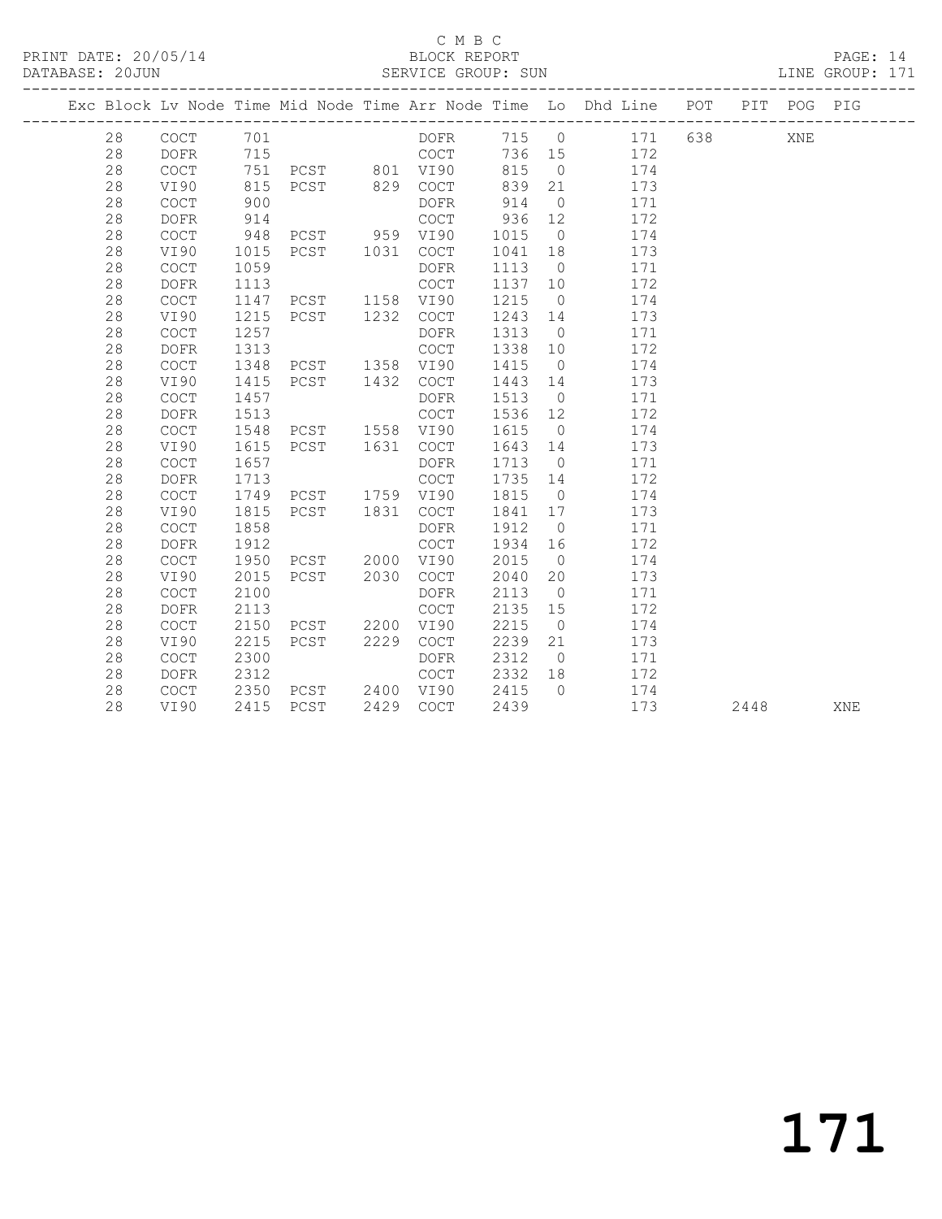C M B C
BLOCK REPORT
SERVICE GROUP: SUN

PRINT DATE: 20/05/14
DATABASE: 20JUN
LINE GROUP: 171

| Exc | Block | Lv | Node | Time | Mid Node | Time | Arr Node | Time | Lo | Dhd Line | POT | PIT | POG | PIG |
|---|---|---|---|---|---|---|---|---|---|---|---|---|---|---|
| | 28 | | COCT | 701 | | | DOFR | 715 | 0 | 171 | 638 | | XNE | |
| | 28 | | DOFR | 715 | | | COCT | 736 | 15 | 172 | | | | |
| | 28 | | COCT | 751 | PCST | 801 | VI90 | 815 | 0 | 174 | | | | |
| | 28 | | VI90 | 815 | PCST | 829 | COCT | 839 | 21 | 173 | | | | |
| | 28 | | COCT | 900 | | | DOFR | 914 | 0 | 171 | | | | |
| | 28 | | DOFR | 914 | | | COCT | 936 | 12 | 172 | | | | |
| | 28 | | COCT | 948 | PCST | 959 | VI90 | 1015 | 0 | 174 | | | | |
| | 28 | | VI90 | 1015 | PCST | 1031 | COCT | 1041 | 18 | 173 | | | | |
| | 28 | | COCT | 1059 | | | DOFR | 1113 | 0 | 171 | | | | |
| | 28 | | DOFR | 1113 | | | COCT | 1137 | 10 | 172 | | | | |
| | 28 | | COCT | 1147 | PCST | 1158 | VI90 | 1215 | 0 | 174 | | | | |
| | 28 | | VI90 | 1215 | PCST | 1232 | COCT | 1243 | 14 | 173 | | | | |
| | 28 | | COCT | 1257 | | | DOFR | 1313 | 0 | 171 | | | | |
| | 28 | | DOFR | 1313 | | | COCT | 1338 | 10 | 172 | | | | |
| | 28 | | COCT | 1348 | PCST | 1358 | VI90 | 1415 | 0 | 174 | | | | |
| | 28 | | VI90 | 1415 | PCST | 1432 | COCT | 1443 | 14 | 173 | | | | |
| | 28 | | COCT | 1457 | | | DOFR | 1513 | 0 | 171 | | | | |
| | 28 | | DOFR | 1513 | | | COCT | 1536 | 12 | 172 | | | | |
| | 28 | | COCT | 1548 | PCST | 1558 | VI90 | 1615 | 0 | 174 | | | | |
| | 28 | | VI90 | 1615 | PCST | 1631 | COCT | 1643 | 14 | 173 | | | | |
| | 28 | | COCT | 1657 | | | DOFR | 1713 | 0 | 171 | | | | |
| | 28 | | DOFR | 1713 | | | COCT | 1735 | 14 | 172 | | | | |
| | 28 | | COCT | 1749 | PCST | 1759 | VI90 | 1815 | 0 | 174 | | | | |
| | 28 | | VI90 | 1815 | PCST | 1831 | COCT | 1841 | 17 | 173 | | | | |
| | 28 | | COCT | 1858 | | | DOFR | 1912 | 0 | 171 | | | | |
| | 28 | | DOFR | 1912 | | | COCT | 1934 | 16 | 172 | | | | |
| | 28 | | COCT | 1950 | PCST | 2000 | VI90 | 2015 | 0 | 174 | | | | |
| | 28 | | VI90 | 2015 | PCST | 2030 | COCT | 2040 | 20 | 173 | | | | |
| | 28 | | COCT | 2100 | | | DOFR | 2113 | 0 | 171 | | | | |
| | 28 | | DOFR | 2113 | | | COCT | 2135 | 15 | 172 | | | | |
| | 28 | | COCT | 2150 | PCST | 2200 | VI90 | 2215 | 0 | 174 | | | | |
| | 28 | | VI90 | 2215 | PCST | 2229 | COCT | 2239 | 21 | 173 | | | | |
| | 28 | | COCT | 2300 | | | DOFR | 2312 | 0 | 171 | | | | |
| | 28 | | DOFR | 2312 | | | COCT | 2332 | 18 | 172 | | | | |
| | 28 | | COCT | 2350 | PCST | 2400 | VI90 | 2415 | 0 | 174 | | | | |
| | 28 | | VI90 | 2415 | PCST | 2429 | COCT | 2439 | | 173 | | 2448 | | XNE |

# 171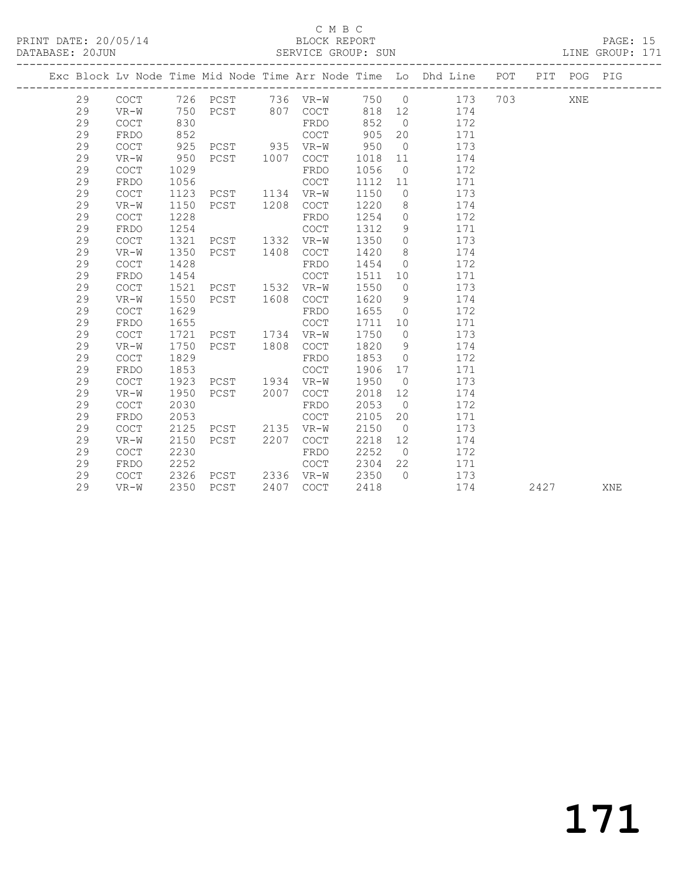C M B C

PRINT DATE: 20/05/14 BLOCK REPORT

DATABASE: 20JUN SERVICE GROUP: SUN LINE GROUP: 171

| Exc | Block | Lv | Node | Time | Mid Node | Time | Arr Node | Time | Lo | Dhd Line | POT | PIT | POG | PIG |
|---|---|---|---|---|---|---|---|---|---|---|---|---|---|---|
| | 29 | | COCT | 726 | PCST | 736 | VR-W | 750 | 0 | 173 | 703 | | XNE | |
| | 29 | | VR-W | 750 | PCST | 807 | COCT | 818 | 12 | 174 | | | | |
| | 29 | | COCT | 830 | | | FRDO | 852 | 0 | 172 | | | | |
| | 29 | | FRDO | 852 | | | COCT | 905 | 20 | 171 | | | | |
| | 29 | | COCT | 925 | PCST | 935 | VR-W | 950 | 0 | 173 | | | | |
| | 29 | | VR-W | 950 | PCST | 1007 | COCT | 1018 | 11 | 174 | | | | |
| | 29 | | COCT | 1029 | | | FRDO | 1056 | 0 | 172 | | | | |
| | 29 | | FRDO | 1056 | | | COCT | 1112 | 11 | 171 | | | | |
| | 29 | | COCT | 1123 | PCST | 1134 | VR-W | 1150 | 0 | 173 | | | | |
| | 29 | | VR-W | 1150 | PCST | 1208 | COCT | 1220 | 8 | 174 | | | | |
| | 29 | | COCT | 1228 | | | FRDO | 1254 | 0 | 172 | | | | |
| | 29 | | FRDO | 1254 | | | COCT | 1312 | 9 | 171 | | | | |
| | 29 | | COCT | 1321 | PCST | 1332 | VR-W | 1350 | 0 | 173 | | | | |
| | 29 | | VR-W | 1350 | PCST | 1408 | COCT | 1420 | 8 | 174 | | | | |
| | 29 | | COCT | 1428 | | | FRDO | 1454 | 0 | 172 | | | | |
| | 29 | | FRDO | 1454 | | | COCT | 1511 | 10 | 171 | | | | |
| | 29 | | COCT | 1521 | PCST | 1532 | VR-W | 1550 | 0 | 173 | | | | |
| | 29 | | VR-W | 1550 | PCST | 1608 | COCT | 1620 | 9 | 174 | | | | |
| | 29 | | COCT | 1629 | | | FRDO | 1655 | 0 | 172 | | | | |
| | 29 | | FRDO | 1655 | | | COCT | 1711 | 10 | 171 | | | | |
| | 29 | | COCT | 1721 | PCST | 1734 | VR-W | 1750 | 0 | 173 | | | | |
| | 29 | | VR-W | 1750 | PCST | 1808 | COCT | 1820 | 9 | 174 | | | | |
| | 29 | | COCT | 1829 | | | FRDO | 1853 | 0 | 172 | | | | |
| | 29 | | FRDO | 1853 | | | COCT | 1906 | 17 | 171 | | | | |
| | 29 | | COCT | 1923 | PCST | 1934 | VR-W | 1950 | 0 | 173 | | | | |
| | 29 | | VR-W | 1950 | PCST | 2007 | COCT | 2018 | 12 | 174 | | | | |
| | 29 | | COCT | 2030 | | | FRDO | 2053 | 0 | 172 | | | | |
| | 29 | | FRDO | 2053 | | | COCT | 2105 | 20 | 171 | | | | |
| | 29 | | COCT | 2125 | PCST | 2135 | VR-W | 2150 | 0 | 173 | | | | |
| | 29 | | VR-W | 2150 | PCST | 2207 | COCT | 2218 | 12 | 174 | | | | |
| | 29 | | COCT | 2230 | | | FRDO | 2252 | 0 | 172 | | | | |
| | 29 | | FRDO | 2252 | | | COCT | 2304 | 22 | 171 | | | | |
| | 29 | | COCT | 2326 | PCST | 2336 | VR-W | 2350 | 0 | 173 | | | | |
| | 29 | | VR-W | 2350 | PCST | 2407 | COCT | 2418 | | 174 | | 2427 | | XNE |

171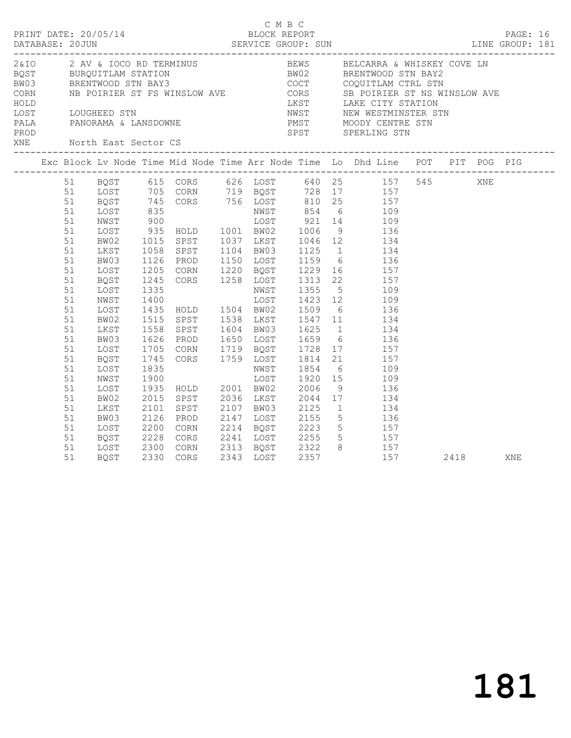C M B C

PRINT DATE: 20/05/14 BLOCK REPORT PAGE: 16
DATABASE: 20JUN SERVICE GROUP: SUN LINE GROUP: 181

| Code | Description | Code | Description |
|---|---|---|---|
| 2&IO | 2 AV & IOCO RD TERMINUS | BEWS | BELCARRA & WHISKEY COVE LN |
| BQST | BURQUITLAM STATION | BW02 | BRENTWOOD STN BAY2 |
| BW03 | BRENTWOOD STN BAY3 | COCT | COQUITLAM CTRL STN |
| CORN | NB POIRIER ST FS WINSLOW AVE | CORS | SB POIRIER ST NS WINSLOW AVE |
| HOLD | | LKST | LAKE CITY STATION |
| LOST | LOUGHEED STN | NWST | NEW WESTMINSTER STN |
| PALA | PANORAMA & LANSDOWNE | PMST | MOODY CENTRE STN |
| PROD | | SPST | SPERLING STN |
| XNE | North East Sector CS | | |

| Exc | Block | Lv Node | Time | Mid Node | Time | Arr Node | Time | Lo | Dhd Line | POT | PIT | POG | PIG |
|---|---|---|---|---|---|---|---|---|---|---|---|---|---|
| | 51 | BQST | 615 | CORS | 626 | LOST | 640 | 25 | 157 | 545 | | XNE | |
| | 51 | LOST | 705 | CORN | 719 | BQST | 728 | 17 | 157 | | | | |
| | 51 | BQST | 745 | CORS | 756 | LOST | 810 | 25 | 157 | | | | |
| | 51 | LOST | 835 | | | NWST | 854 | 6 | 109 | | | | |
| | 51 | NWST | 900 | | | LOST | 921 | 14 | 109 | | | | |
| | 51 | LOST | 935 | HOLD | 1001 | BW02 | 1006 | 9 | 136 | | | | |
| | 51 | BW02 | 1015 | SPST | 1037 | LKST | 1046 | 12 | 134 | | | | |
| | 51 | LKST | 1058 | SPST | 1104 | BW03 | 1125 | 1 | 134 | | | | |
| | 51 | BW03 | 1126 | PROD | 1150 | LOST | 1159 | 6 | 136 | | | | |
| | 51 | LOST | 1205 | CORN | 1220 | BQST | 1229 | 16 | 157 | | | | |
| | 51 | BQST | 1245 | CORS | 1258 | LOST | 1313 | 22 | 157 | | | | |
| | 51 | LOST | 1335 | | | NWST | 1355 | 5 | 109 | | | | |
| | 51 | NWST | 1400 | | | LOST | 1423 | 12 | 109 | | | | |
| | 51 | LOST | 1435 | HOLD | 1504 | BW02 | 1509 | 6 | 136 | | | | |
| | 51 | BW02 | 1515 | SPST | 1538 | LKST | 1547 | 11 | 134 | | | | |
| | 51 | LKST | 1558 | SPST | 1604 | BW03 | 1625 | 1 | 134 | | | | |
| | 51 | BW03 | 1626 | PROD | 1650 | LOST | 1659 | 6 | 136 | | | | |
| | 51 | LOST | 1705 | CORN | 1719 | BQST | 1728 | 17 | 157 | | | | |
| | 51 | BQST | 1745 | CORS | 1759 | LOST | 1814 | 21 | 157 | | | | |
| | 51 | LOST | 1835 | | | NWST | 1854 | 6 | 109 | | | | |
| | 51 | NWST | 1900 | | | LOST | 1920 | 15 | 109 | | | | |
| | 51 | LOST | 1935 | HOLD | 2001 | BW02 | 2006 | 9 | 136 | | | | |
| | 51 | BW02 | 2015 | SPST | 2036 | LKST | 2044 | 17 | 134 | | | | |
| | 51 | LKST | 2101 | SPST | 2107 | BW03 | 2125 | 1 | 134 | | | | |
| | 51 | BW03 | 2126 | PROD | 2147 | LOST | 2155 | 5 | 136 | | | | |
| | 51 | LOST | 2200 | CORN | 2214 | BQST | 2223 | 5 | 157 | | | | |
| | 51 | BQST | 2228 | CORS | 2241 | LOST | 2255 | 5 | 157 | | | | |
| | 51 | LOST | 2300 | CORN | 2313 | BQST | 2322 | 8 | 157 | | | | |
| | 51 | BQST | 2330 | CORS | 2343 | LOST | 2357 | | 157 | | 2418 | | XNE |

181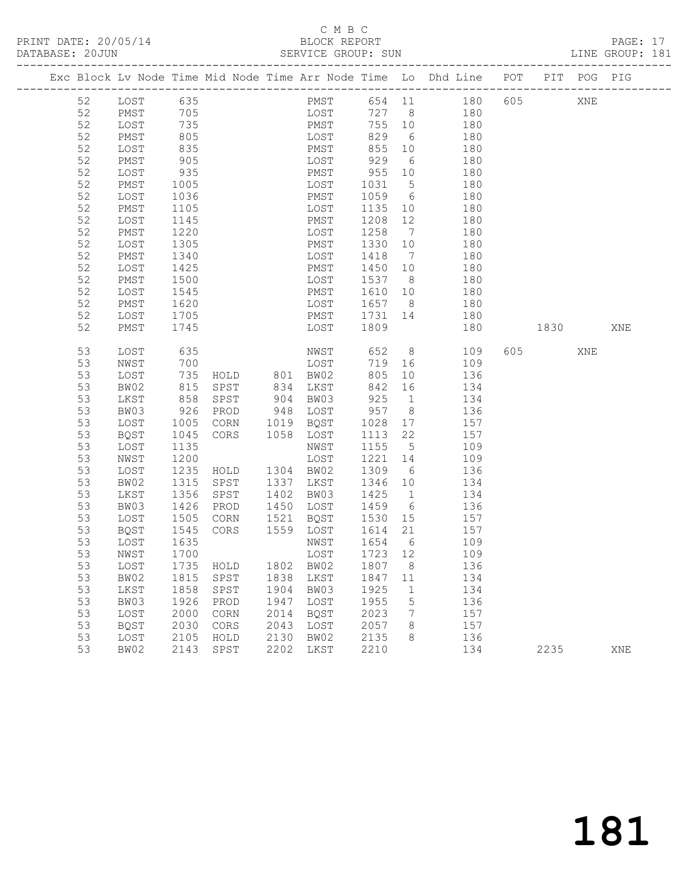C M B C
PRINT DATE: 20/05/14 BLOCK REPORT
DATABASE: 20JUN SERVICE GROUP: SUN LINE GROUP: 181

| Exc | Block | Lv | Node | Time | Mid Node | Time | Arr Node | Time | Lo | Dhd Line | POT | PIT | POG | PIG |
|---|---|---|---|---|---|---|---|---|---|---|---|---|---|---|
| | 52 | | LOST | 635 | | | PMST | 654 | 11 | 180 | 605 | | XNE | |
| | 52 | | PMST | 705 | | | LOST | 727 | 8 | 180 | | | | |
| | 52 | | LOST | 735 | | | PMST | 755 | 10 | 180 | | | | |
| | 52 | | PMST | 805 | | | LOST | 829 | 6 | 180 | | | | |
| | 52 | | LOST | 835 | | | PMST | 855 | 10 | 180 | | | | |
| | 52 | | PMST | 905 | | | LOST | 929 | 6 | 180 | | | | |
| | 52 | | LOST | 935 | | | PMST | 955 | 10 | 180 | | | | |
| | 52 | | PMST | 1005 | | | LOST | 1031 | 5 | 180 | | | | |
| | 52 | | LOST | 1036 | | | PMST | 1059 | 6 | 180 | | | | |
| | 52 | | PMST | 1105 | | | LOST | 1135 | 10 | 180 | | | | |
| | 52 | | LOST | 1145 | | | PMST | 1208 | 12 | 180 | | | | |
| | 52 | | PMST | 1220 | | | LOST | 1258 | 7 | 180 | | | | |
| | 52 | | LOST | 1305 | | | PMST | 1330 | 10 | 180 | | | | |
| | 52 | | PMST | 1340 | | | LOST | 1418 | 7 | 180 | | | | |
| | 52 | | LOST | 1425 | | | PMST | 1450 | 10 | 180 | | | | |
| | 52 | | PMST | 1500 | | | LOST | 1537 | 8 | 180 | | | | |
| | 52 | | LOST | 1545 | | | PMST | 1610 | 10 | 180 | | | | |
| | 52 | | PMST | 1620 | | | LOST | 1657 | 8 | 180 | | | | |
| | 52 | | LOST | 1705 | | | PMST | 1731 | 14 | 180 | | | | |
| | 52 | | PMST | 1745 | | | LOST | 1809 | | 180 | | 1830 | | XNE |
| | 53 | | LOST | 635 | | | NWST | 652 | 8 | 109 | 605 | | XNE | |
| | 53 | | NWST | 700 | | | LOST | 719 | 16 | 109 | | | | |
| | 53 | | LOST | 735 | HOLD | 801 | BW02 | 805 | 10 | 136 | | | | |
| | 53 | | BW02 | 815 | SPST | 834 | LKST | 842 | 16 | 134 | | | | |
| | 53 | | LKST | 858 | SPST | 904 | BW03 | 925 | 1 | 134 | | | | |
| | 53 | | BW03 | 926 | PROD | 948 | LOST | 957 | 8 | 136 | | | | |
| | 53 | | LOST | 1005 | CORN | 1019 | BQST | 1028 | 17 | 157 | | | | |
| | 53 | | BQST | 1045 | CORS | 1058 | LOST | 1113 | 22 | 157 | | | | |
| | 53 | | LOST | 1135 | | | NWST | 1155 | 5 | 109 | | | | |
| | 53 | | NWST | 1200 | | | LOST | 1221 | 14 | 109 | | | | |
| | 53 | | LOST | 1235 | HOLD | 1304 | BW02 | 1309 | 6 | 136 | | | | |
| | 53 | | BW02 | 1315 | SPST | 1337 | LKST | 1346 | 10 | 134 | | | | |
| | 53 | | LKST | 1356 | SPST | 1402 | BW03 | 1425 | 1 | 134 | | | | |
| | 53 | | BW03 | 1426 | PROD | 1450 | LOST | 1459 | 6 | 136 | | | | |
| | 53 | | LOST | 1505 | CORN | 1521 | BQST | 1530 | 15 | 157 | | | | |
| | 53 | | BQST | 1545 | CORS | 1559 | LOST | 1614 | 21 | 157 | | | | |
| | 53 | | LOST | 1635 | | | NWST | 1654 | 6 | 109 | | | | |
| | 53 | | NWST | 1700 | | | LOST | 1723 | 12 | 109 | | | | |
| | 53 | | LOST | 1735 | HOLD | 1802 | BW02 | 1807 | 8 | 136 | | | | |
| | 53 | | BW02 | 1815 | SPST | 1838 | LKST | 1847 | 11 | 134 | | | | |
| | 53 | | LKST | 1858 | SPST | 1904 | BW03 | 1925 | 1 | 134 | | | | |
| | 53 | | BW03 | 1926 | PROD | 1947 | LOST | 1955 | 5 | 136 | | | | |
| | 53 | | LOST | 2000 | CORN | 2014 | BQST | 2023 | 7 | 157 | | | | |
| | 53 | | BQST | 2030 | CORS | 2043 | LOST | 2057 | 8 | 157 | | | | |
| | 53 | | LOST | 2105 | HOLD | 2130 | BW02 | 2135 | 8 | 136 | | | | |
| | 53 | | BW02 | 2143 | SPST | 2202 | LKST | 2210 | | 134 | | 2235 | | XNE |

181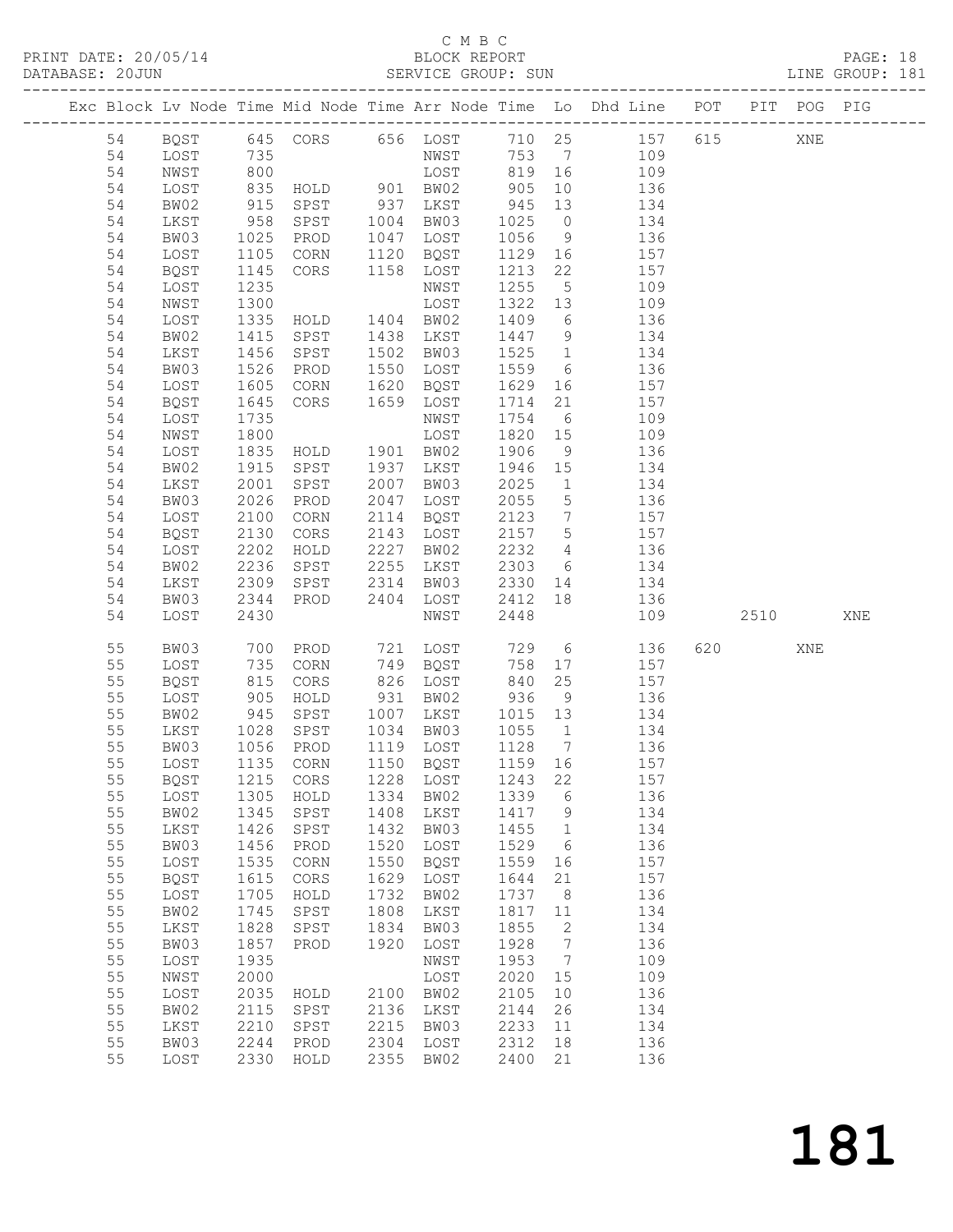C M B C

BLOCK REPORT

SERVICE GROUP: SUN

| Exc | Block | Lv | Node | Time | Mid Node | Time | Arr Node | Time | Lo | Dhd Line | POT | PIT | POG | PIG |
|---|---|---|---|---|---|---|---|---|---|---|---|---|---|---|
| | 54 | | BQST | 645 | CORS | 656 | LOST | 710 | 25 | 157 | 615 | | XNE | |
| | 54 | | LOST | 735 | | | NWST | 753 | 7 | 109 | | | | |
| | 54 | | NWST | 800 | | | LOST | 819 | 16 | 109 | | | | |
| | 54 | | LOST | 835 | HOLD | 901 | BW02 | 905 | 10 | 136 | | | | |
| | 54 | | BW02 | 915 | SPST | 937 | LKST | 945 | 13 | 134 | | | | |
| | 54 | | LKST | 958 | SPST | 1004 | BW03 | 1025 | 0 | 134 | | | | |
| | 54 | | BW03 | 1025 | PROD | 1047 | LOST | 1056 | 9 | 136 | | | | |
| | 54 | | LOST | 1105 | CORN | 1120 | BQST | 1129 | 16 | 157 | | | | |
| | 54 | | BQST | 1145 | CORS | 1158 | LOST | 1213 | 22 | 157 | | | | |
| | 54 | | LOST | 1235 | | | NWST | 1255 | 5 | 109 | | | | |
| | 54 | | NWST | 1300 | | | LOST | 1322 | 13 | 109 | | | | |
| | 54 | | LOST | 1335 | HOLD | 1404 | BW02 | 1409 | 6 | 136 | | | | |
| | 54 | | BW02 | 1415 | SPST | 1438 | LKST | 1447 | 9 | 134 | | | | |
| | 54 | | LKST | 1456 | SPST | 1502 | BW03 | 1525 | 1 | 134 | | | | |
| | 54 | | BW03 | 1526 | PROD | 1550 | LOST | 1559 | 6 | 136 | | | | |
| | 54 | | LOST | 1605 | CORN | 1620 | BQST | 1629 | 16 | 157 | | | | |
| | 54 | | BQST | 1645 | CORS | 1659 | LOST | 1714 | 21 | 157 | | | | |
| | 54 | | LOST | 1735 | | | NWST | 1754 | 6 | 109 | | | | |
| | 54 | | NWST | 1800 | | | LOST | 1820 | 15 | 109 | | | | |
| | 54 | | LOST | 1835 | HOLD | 1901 | BW02 | 1906 | 9 | 136 | | | | |
| | 54 | | BW02 | 1915 | SPST | 1937 | LKST | 1946 | 15 | 134 | | | | |
| | 54 | | LKST | 2001 | SPST | 2007 | BW03 | 2025 | 1 | 134 | | | | |
| | 54 | | BW03 | 2026 | PROD | 2047 | LOST | 2055 | 5 | 136 | | | | |
| | 54 | | LOST | 2100 | CORN | 2114 | BQST | 2123 | 7 | 157 | | | | |
| | 54 | | BQST | 2130 | CORS | 2143 | LOST | 2157 | 5 | 157 | | | | |
| | 54 | | LOST | 2202 | HOLD | 2227 | BW02 | 2232 | 4 | 136 | | | | |
| | 54 | | BW02 | 2236 | SPST | 2255 | LKST | 2303 | 6 | 134 | | | | |
| | 54 | | LKST | 2309 | SPST | 2314 | BW03 | 2330 | 14 | 134 | | | | |
| | 54 | | BW03 | 2344 | PROD | 2404 | LOST | 2412 | 18 | 136 | | | | |
| | 54 | | LOST | 2430 | | | NWST | 2448 | | 109 | | 2510 | | XNE |
| | 55 | | BW03 | 700 | PROD | 721 | LOST | 729 | 6 | 136 | 620 | | XNE | |
| | 55 | | LOST | 735 | CORN | 749 | BQST | 758 | 17 | 157 | | | | |
| | 55 | | BQST | 815 | CORS | 826 | LOST | 840 | 25 | 157 | | | | |
| | 55 | | LOST | 905 | HOLD | 931 | BW02 | 936 | 9 | 136 | | | | |
| | 55 | | BW02 | 945 | SPST | 1007 | LKST | 1015 | 13 | 134 | | | | |
| | 55 | | LKST | 1028 | SPST | 1034 | BW03 | 1055 | 1 | 134 | | | | |
| | 55 | | BW03 | 1056 | PROD | 1119 | LOST | 1128 | 7 | 136 | | | | |
| | 55 | | LOST | 1135 | CORN | 1150 | BQST | 1159 | 16 | 157 | | | | |
| | 55 | | BQST | 1215 | CORS | 1228 | LOST | 1243 | 22 | 157 | | | | |
| | 55 | | LOST | 1305 | HOLD | 1334 | BW02 | 1339 | 6 | 136 | | | | |
| | 55 | | BW02 | 1345 | SPST | 1408 | LKST | 1417 | 9 | 134 | | | | |
| | 55 | | LKST | 1426 | SPST | 1432 | BW03 | 1455 | 1 | 134 | | | | |
| | 55 | | BW03 | 1456 | PROD | 1520 | LOST | 1529 | 6 | 136 | | | | |
| | 55 | | LOST | 1535 | CORN | 1550 | BQST | 1559 | 16 | 157 | | | | |
| | 55 | | BQST | 1615 | CORS | 1629 | LOST | 1644 | 21 | 157 | | | | |
| | 55 | | LOST | 1705 | HOLD | 1732 | BW02 | 1737 | 8 | 136 | | | | |
| | 55 | | BW02 | 1745 | SPST | 1808 | LKST | 1817 | 11 | 134 | | | | |
| | 55 | | LKST | 1828 | SPST | 1834 | BW03 | 1855 | 2 | 134 | | | | |
| | 55 | | BW03 | 1857 | PROD | 1920 | LOST | 1928 | 7 | 136 | | | | |
| | 55 | | LOST | 1935 | | | NWST | 1953 | 7 | 109 | | | | |
| | 55 | | NWST | 2000 | | | LOST | 2020 | 15 | 109 | | | | |
| | 55 | | LOST | 2035 | HOLD | 2100 | BW02 | 2105 | 10 | 136 | | | | |
| | 55 | | BW02 | 2115 | SPST | 2136 | LKST | 2144 | 26 | 134 | | | | |
| | 55 | | LKST | 2210 | SPST | 2215 | BW03 | 2233 | 11 | 134 | | | | |
| | 55 | | BW03 | 2244 | PROD | 2304 | LOST | 2312 | 18 | 136 | | | | |
| | 55 | | LOST | 2330 | HOLD | 2355 | BW02 | 2400 | 21 | 136 | | | | |

# 181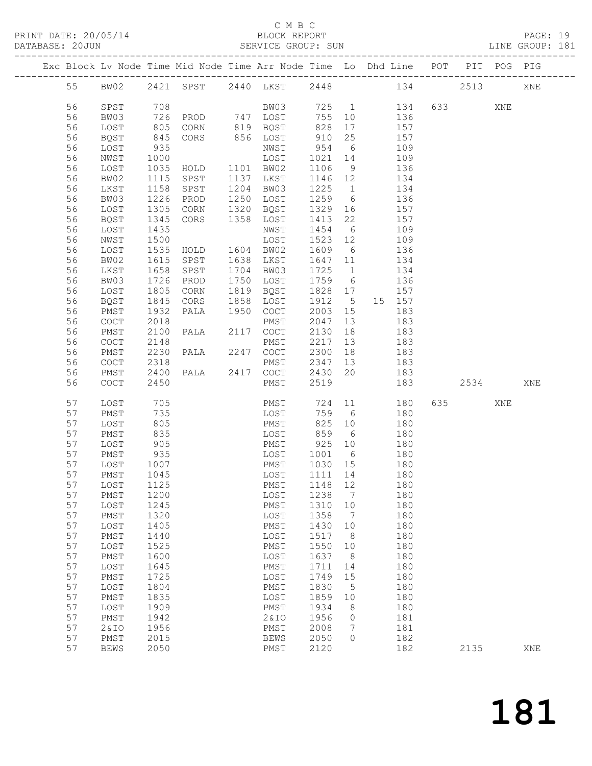C M B C

PRINT DATE: 20/05/14 BLOCK REPORT

DATABASE: 20JUN SERVICE GROUP: SUN LINE GROUP: 181

| Exc | Block | Lv | Node | Time | Mid Node | Time | Arr Node | Time | Lo | Dhd Line | POT | PIT | POG | PIG |
|---|---|---|---|---|---|---|---|---|---|---|---|---|---|---|
| | 55 | | BW02 | 2421 | SPST | 2440 | LKST | 2448 | | 134 | | 2513 | | XNE |
| | 56 | | SPST | 708 | | | BW03 | 725 | 1 | 134 | 633 | | XNE | |
| | 56 | | BW03 | 726 | PROD | 747 | LOST | 755 | 10 | 136 | | | | |
| | 56 | | LOST | 805 | CORN | 819 | BQST | 828 | 17 | 157 | | | | |
| | 56 | | BQST | 845 | CORS | 856 | LOST | 910 | 25 | 157 | | | | |
| | 56 | | LOST | 935 | | | NWST | 954 | 6 | 109 | | | | |
| | 56 | | NWST | 1000 | | | LOST | 1021 | 14 | 109 | | | | |
| | 56 | | LOST | 1035 | HOLD | 1101 | BW02 | 1106 | 9 | 136 | | | | |
| | 56 | | BW02 | 1115 | SPST | 1137 | LKST | 1146 | 12 | 134 | | | | |
| | 56 | | LKST | 1158 | SPST | 1204 | BW03 | 1225 | 1 | 134 | | | | |
| | 56 | | BW03 | 1226 | PROD | 1250 | LOST | 1259 | 6 | 136 | | | | |
| | 56 | | LOST | 1305 | CORN | 1320 | BQST | 1329 | 16 | 157 | | | | |
| | 56 | | BQST | 1345 | CORS | 1358 | LOST | 1413 | 22 | 157 | | | | |
| | 56 | | LOST | 1435 | | | NWST | 1454 | 6 | 109 | | | | |
| | 56 | | NWST | 1500 | | | LOST | 1523 | 12 | 109 | | | | |
| | 56 | | LOST | 1535 | HOLD | 1604 | BW02 | 1609 | 6 | 136 | | | | |
| | 56 | | BW02 | 1615 | SPST | 1638 | LKST | 1647 | 11 | 134 | | | | |
| | 56 | | LKST | 1658 | SPST | 1704 | BW03 | 1725 | 1 | 134 | | | | |
| | 56 | | BW03 | 1726 | PROD | 1750 | LOST | 1759 | 6 | 136 | | | | |
| | 56 | | LOST | 1805 | CORN | 1819 | BQST | 1828 | 17 | 157 | | | | |
| | 56 | | BQST | 1845 | CORS | 1858 | LOST | 1912 | 5 | 15 157 | | | | |
| | 56 | | PMST | 1932 | PALA | 1950 | COCT | 2003 | 15 | 183 | | | | |
| | 56 | | COCT | 2018 | | | PMST | 2047 | 13 | 183 | | | | |
| | 56 | | PMST | 2100 | PALA | 2117 | COCT | 2130 | 18 | 183 | | | | |
| | 56 | | COCT | 2148 | | | PMST | 2217 | 13 | 183 | | | | |
| | 56 | | PMST | 2230 | PALA | 2247 | COCT | 2300 | 18 | 183 | | | | |
| | 56 | | COCT | 2318 | | | PMST | 2347 | 13 | 183 | | | | |
| | 56 | | PMST | 2400 | PALA | 2417 | COCT | 2430 | 20 | 183 | | | | |
| | 56 | | COCT | 2450 | | | PMST | 2519 | | 183 | | 2534 | | XNE |
| | 57 | | LOST | 705 | | | PMST | 724 | 11 | 180 | 635 | | XNE | |
| | 57 | | PMST | 735 | | | LOST | 759 | 6 | 180 | | | | |
| | 57 | | LOST | 805 | | | PMST | 825 | 10 | 180 | | | | |
| | 57 | | PMST | 835 | | | LOST | 859 | 6 | 180 | | | | |
| | 57 | | LOST | 905 | | | PMST | 925 | 10 | 180 | | | | |
| | 57 | | PMST | 935 | | | LOST | 1001 | 6 | 180 | | | | |
| | 57 | | LOST | 1007 | | | PMST | 1030 | 15 | 180 | | | | |
| | 57 | | PMST | 1045 | | | LOST | 1111 | 14 | 180 | | | | |
| | 57 | | LOST | 1125 | | | PMST | 1148 | 12 | 180 | | | | |
| | 57 | | PMST | 1200 | | | LOST | 1238 | 7 | 180 | | | | |
| | 57 | | LOST | 1245 | | | PMST | 1310 | 10 | 180 | | | | |
| | 57 | | PMST | 1320 | | | LOST | 1358 | 7 | 180 | | | | |
| | 57 | | LOST | 1405 | | | PMST | 1430 | 10 | 180 | | | | |
| | 57 | | PMST | 1440 | | | LOST | 1517 | 8 | 180 | | | | |
| | 57 | | LOST | 1525 | | | PMST | 1550 | 10 | 180 | | | | |
| | 57 | | PMST | 1600 | | | LOST | 1637 | 8 | 180 | | | | |
| | 57 | | LOST | 1645 | | | PMST | 1711 | 14 | 180 | | | | |
| | 57 | | PMST | 1725 | | | LOST | 1749 | 15 | 180 | | | | |
| | 57 | | LOST | 1804 | | | PMST | 1830 | 5 | 180 | | | | |
| | 57 | | PMST | 1835 | | | LOST | 1859 | 10 | 180 | | | | |
| | 57 | | LOST | 1909 | | | PMST | 1934 | 8 | 180 | | | | |
| | 57 | | PMST | 1942 | | | 2&IO | 1956 | 0 | 181 | | | | |
| | 57 | | 2&IO | 1956 | | | PMST | 2008 | 7 | 181 | | | | |
| | 57 | | PMST | 2015 | | | BEWS | 2050 | 0 | 182 | | | | |
| | 57 | | BEWS | 2050 | | | PMST | 2120 | | 182 | | 2135 | | XNE |

181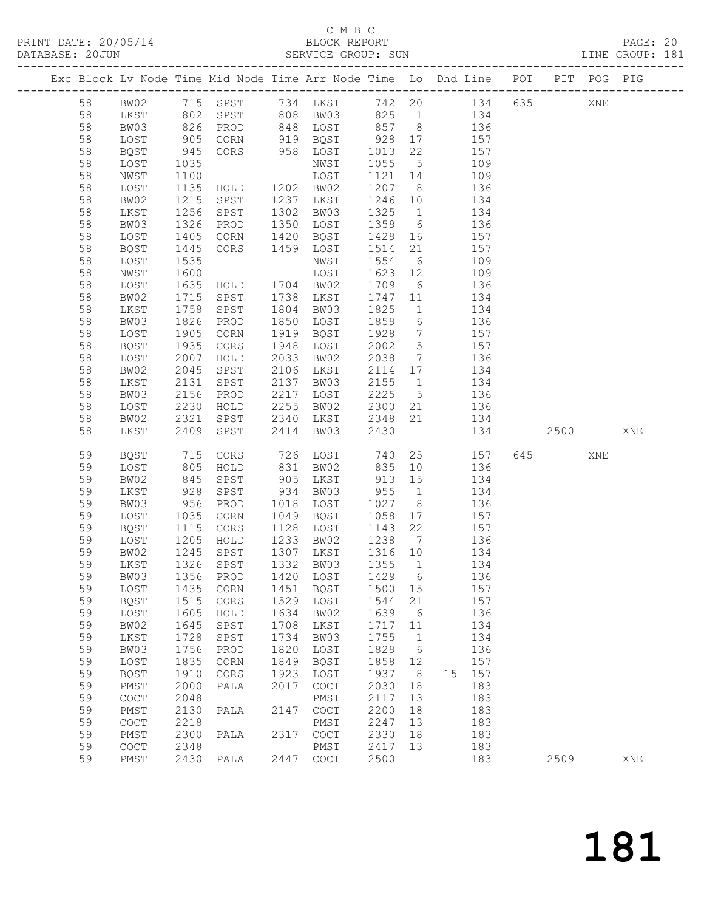C M B C

BLOCK REPORT

SERVICE GROUP: SUN

PRINT DATE: 20/05/14

DATABASE: 20JUN

LINE GROUP: 181

| Exc | Block | Lv | Node | Time | Mid Node | Time | Arr Node | Time | Lo | Dhd Line | POT | PIT | POG | PIG |
|---|---|---|---|---|---|---|---|---|---|---|---|---|---|---|
| | 58 | | BW02 | 715 | SPST | 734 | LKST | 742 | 20 | 134 | 635 | | XNE | |
| | 58 | | LKST | 802 | SPST | 808 | BW03 | 825 | 1 | 134 | | | | |
| | 58 | | BW03 | 826 | PROD | 848 | LOST | 857 | 8 | 136 | | | | |
| | 58 | | LOST | 905 | CORN | 919 | BQST | 928 | 17 | 157 | | | | |
| | 58 | | BQST | 945 | CORS | 958 | LOST | 1013 | 22 | 157 | | | | |
| | 58 | | LOST | 1035 | | | NWST | 1055 | 5 | 109 | | | | |
| | 58 | | NWST | 1100 | | | LOST | 1121 | 14 | 109 | | | | |
| | 58 | | LOST | 1135 | HOLD | 1202 | BW02 | 1207 | 8 | 136 | | | | |
| | 58 | | BW02 | 1215 | SPST | 1237 | LKST | 1246 | 10 | 134 | | | | |
| | 58 | | LKST | 1256 | SPST | 1302 | BW03 | 1325 | 1 | 134 | | | | |
| | 58 | | BW03 | 1326 | PROD | 1350 | LOST | 1359 | 6 | 136 | | | | |
| | 58 | | LOST | 1405 | CORN | 1420 | BQST | 1429 | 16 | 157 | | | | |
| | 58 | | BQST | 1445 | CORS | 1459 | LOST | 1514 | 21 | 157 | | | | |
| | 58 | | LOST | 1535 | | | NWST | 1554 | 6 | 109 | | | | |
| | 58 | | NWST | 1600 | | | LOST | 1623 | 12 | 109 | | | | |
| | 58 | | LOST | 1635 | HOLD | 1704 | BW02 | 1709 | 6 | 136 | | | | |
| | 58 | | BW02 | 1715 | SPST | 1738 | LKST | 1747 | 11 | 134 | | | | |
| | 58 | | LKST | 1758 | SPST | 1804 | BW03 | 1825 | 1 | 134 | | | | |
| | 58 | | BW03 | 1826 | PROD | 1850 | LOST | 1859 | 6 | 136 | | | | |
| | 58 | | LOST | 1905 | CORN | 1919 | BQST | 1928 | 7 | 157 | | | | |
| | 58 | | BQST | 1935 | CORS | 1948 | LOST | 2002 | 5 | 157 | | | | |
| | 58 | | LOST | 2007 | HOLD | 2033 | BW02 | 2038 | 7 | 136 | | | | |
| | 58 | | BW02 | 2045 | SPST | 2106 | LKST | 2114 | 17 | 134 | | | | |
| | 58 | | LKST | 2131 | SPST | 2137 | BW03 | 2155 | 1 | 134 | | | | |
| | 58 | | BW03 | 2156 | PROD | 2217 | LOST | 2225 | 5 | 136 | | | | |
| | 58 | | LOST | 2230 | HOLD | 2255 | BW02 | 2300 | 21 | 136 | | | | |
| | 58 | | BW02 | 2321 | SPST | 2340 | LKST | 2348 | 21 | 134 | | | | |
| | 58 | | LKST | 2409 | SPST | 2414 | BW03 | 2430 | | 134 | | 2500 | | XNE |
| | 59 | | BQST | 715 | CORS | 726 | LOST | 740 | 25 | 157 | 645 | | XNE | |
| | 59 | | LOST | 805 | HOLD | 831 | BW02 | 835 | 10 | 136 | | | | |
| | 59 | | BW02 | 845 | SPST | 905 | LKST | 913 | 15 | 134 | | | | |
| | 59 | | LKST | 928 | SPST | 934 | BW03 | 955 | 1 | 134 | | | | |
| | 59 | | BW03 | 956 | PROD | 1018 | LOST | 1027 | 8 | 136 | | | | |
| | 59 | | LOST | 1035 | CORN | 1049 | BQST | 1058 | 17 | 157 | | | | |
| | 59 | | BQST | 1115 | CORS | 1128 | LOST | 1143 | 22 | 157 | | | | |
| | 59 | | LOST | 1205 | HOLD | 1233 | BW02 | 1238 | 7 | 136 | | | | |
| | 59 | | BW02 | 1245 | SPST | 1307 | LKST | 1316 | 10 | 134 | | | | |
| | 59 | | LKST | 1326 | SPST | 1332 | BW03 | 1355 | 1 | 134 | | | | |
| | 59 | | BW03 | 1356 | PROD | 1420 | LOST | 1429 | 6 | 136 | | | | |
| | 59 | | LOST | 1435 | CORN | 1451 | BQST | 1500 | 15 | 157 | | | | |
| | 59 | | BQST | 1515 | CORS | 1529 | LOST | 1544 | 21 | 157 | | | | |
| | 59 | | LOST | 1605 | HOLD | 1634 | BW02 | 1639 | 6 | 136 | | | | |
| | 59 | | BW02 | 1645 | SPST | 1708 | LKST | 1717 | 11 | 134 | | | | |
| | 59 | | LKST | 1728 | SPST | 1734 | BW03 | 1755 | 1 | 134 | | | | |
| | 59 | | BW03 | 1756 | PROD | 1820 | LOST | 1829 | 6 | 136 | | | | |
| | 59 | | LOST | 1835 | CORN | 1849 | BQST | 1858 | 12 | 157 | | | | |
| | 59 | | BQST | 1910 | CORS | 1923 | LOST | 1937 | 8 | 15 157 | | | | |
| | 59 | | PMST | 2000 | PALA | 2017 | COCT | 2030 | 18 | 183 | | | | |
| | 59 | | COCT | 2048 | | | PMST | 2117 | 13 | 183 | | | | |
| | 59 | | PMST | 2130 | PALA | 2147 | COCT | 2200 | 18 | 183 | | | | |
| | 59 | | COCT | 2218 | | | PMST | 2247 | 13 | 183 | | | | |
| | 59 | | PMST | 2300 | PALA | 2317 | COCT | 2330 | 18 | 183 | | | | |
| | 59 | | COCT | 2348 | | | PMST | 2417 | 13 | 183 | | | | |
| | 59 | | PMST | 2430 | PALA | 2447 | COCT | 2500 | | 183 | | 2509 | | XNE |

# 181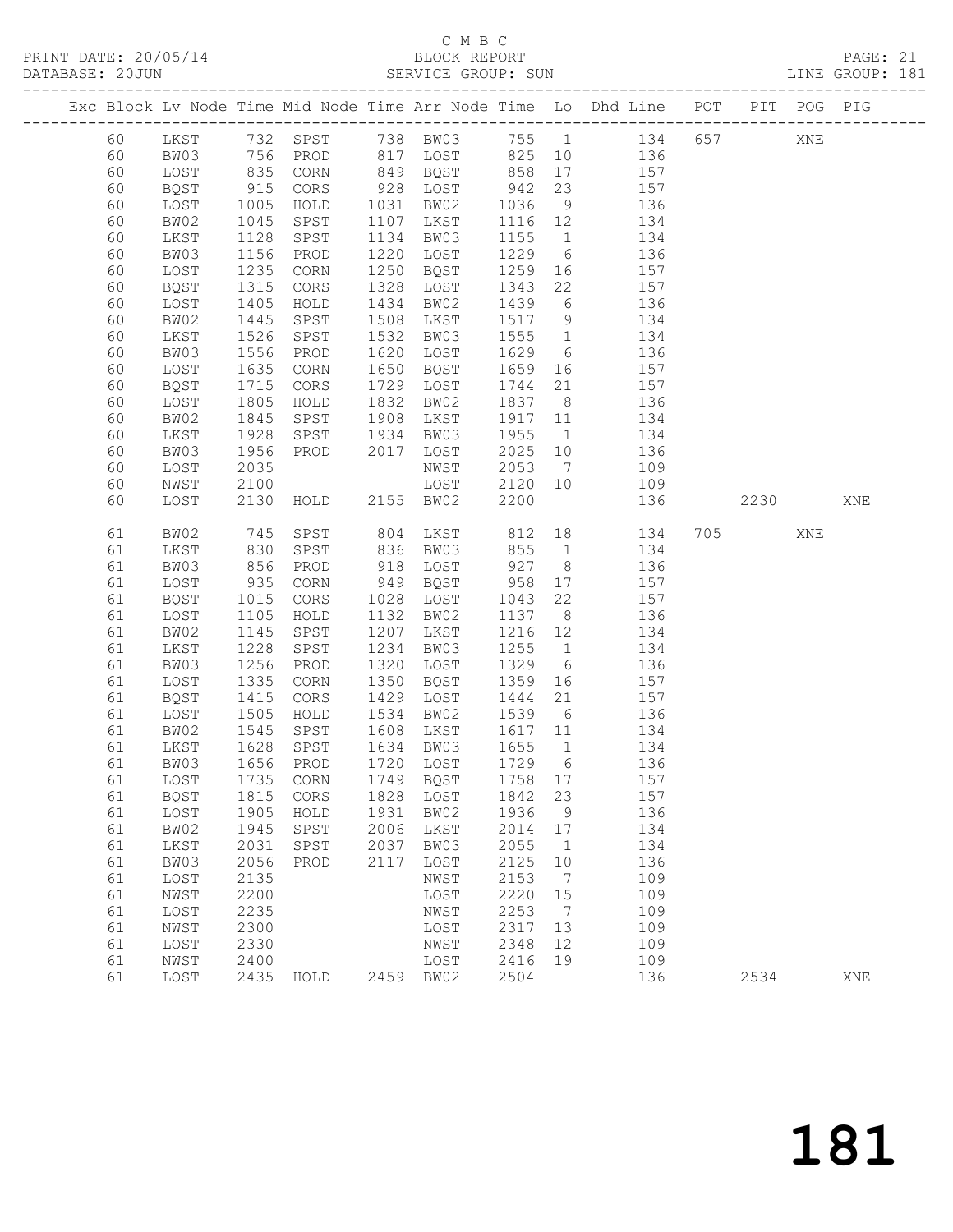C M B C

PRINT DATE: 20/05/14 BLOCK REPORT

DATABASE: 20JUN SERVICE GROUP: SUN LINE GROUP: 181

| Exc | Block | Lv | Node | Time | Mid Node | Time | Arr Node | Time | Lo | Dhd Line | POT | PIT | POG | PIG |
|---|---|---|---|---|---|---|---|---|---|---|---|---|---|---|
| | 60 | | LKST | 732 | SPST | 738 | BW03 | 755 | 1 | 134 | 657 | | XNE | |
| | 60 | | BW03 | 756 | PROD | 817 | LOST | 825 | 10 | 136 | | | | |
| | 60 | | LOST | 835 | CORN | 849 | BQST | 858 | 17 | 157 | | | | |
| | 60 | | BQST | 915 | CORS | 928 | LOST | 942 | 23 | 157 | | | | |
| | 60 | | LOST | 1005 | HOLD | 1031 | BW02 | 1036 | 9 | 136 | | | | |
| | 60 | | BW02 | 1045 | SPST | 1107 | LKST | 1116 | 12 | 134 | | | | |
| | 60 | | LKST | 1128 | SPST | 1134 | BW03 | 1155 | 1 | 134 | | | | |
| | 60 | | BW03 | 1156 | PROD | 1220 | LOST | 1229 | 6 | 136 | | | | |
| | 60 | | LOST | 1235 | CORN | 1250 | BQST | 1259 | 16 | 157 | | | | |
| | 60 | | BQST | 1315 | CORS | 1328 | LOST | 1343 | 22 | 157 | | | | |
| | 60 | | LOST | 1405 | HOLD | 1434 | BW02 | 1439 | 6 | 136 | | | | |
| | 60 | | BW02 | 1445 | SPST | 1508 | LKST | 1517 | 9 | 134 | | | | |
| | 60 | | LKST | 1526 | SPST | 1532 | BW03 | 1555 | 1 | 134 | | | | |
| | 60 | | BW03 | 1556 | PROD | 1620 | LOST | 1629 | 6 | 136 | | | | |
| | 60 | | LOST | 1635 | CORN | 1650 | BQST | 1659 | 16 | 157 | | | | |
| | 60 | | BQST | 1715 | CORS | 1729 | LOST | 1744 | 21 | 157 | | | | |
| | 60 | | LOST | 1805 | HOLD | 1832 | BW02 | 1837 | 8 | 136 | | | | |
| | 60 | | BW02 | 1845 | SPST | 1908 | LKST | 1917 | 11 | 134 | | | | |
| | 60 | | LKST | 1928 | SPST | 1934 | BW03 | 1955 | 1 | 134 | | | | |
| | 60 | | BW03 | 1956 | PROD | 2017 | LOST | 2025 | 10 | 136 | | | | |
| | 60 | | LOST | 2035 | | | NWST | 2053 | 7 | 109 | | | | |
| | 60 | | NWST | 2100 | | | LOST | 2120 | 10 | 109 | | | | |
| | 60 | | LOST | 2130 | HOLD | 2155 | BW02 | 2200 | | 136 | | 2230 | | XNE |
| | 61 | | BW02 | 745 | SPST | 804 | LKST | 812 | 18 | 134 | 705 | | XNE | |
| | 61 | | LKST | 830 | SPST | 836 | BW03 | 855 | 1 | 134 | | | | |
| | 61 | | BW03 | 856 | PROD | 918 | LOST | 927 | 8 | 136 | | | | |
| | 61 | | LOST | 935 | CORN | 949 | BQST | 958 | 17 | 157 | | | | |
| | 61 | | BQST | 1015 | CORS | 1028 | LOST | 1043 | 22 | 157 | | | | |
| | 61 | | LOST | 1105 | HOLD | 1132 | BW02 | 1137 | 8 | 136 | | | | |
| | 61 | | BW02 | 1145 | SPST | 1207 | LKST | 1216 | 12 | 134 | | | | |
| | 61 | | LKST | 1228 | SPST | 1234 | BW03 | 1255 | 1 | 134 | | | | |
| | 61 | | BW03 | 1256 | PROD | 1320 | LOST | 1329 | 6 | 136 | | | | |
| | 61 | | LOST | 1335 | CORN | 1350 | BQST | 1359 | 16 | 157 | | | | |
| | 61 | | BQST | 1415 | CORS | 1429 | LOST | 1444 | 21 | 157 | | | | |
| | 61 | | LOST | 1505 | HOLD | 1534 | BW02 | 1539 | 6 | 136 | | | | |
| | 61 | | BW02 | 1545 | SPST | 1608 | LKST | 1617 | 11 | 134 | | | | |
| | 61 | | LKST | 1628 | SPST | 1634 | BW03 | 1655 | 1 | 134 | | | | |
| | 61 | | BW03 | 1656 | PROD | 1720 | LOST | 1729 | 6 | 136 | | | | |
| | 61 | | LOST | 1735 | CORN | 1749 | BQST | 1758 | 17 | 157 | | | | |
| | 61 | | BQST | 1815 | CORS | 1828 | LOST | 1842 | 23 | 157 | | | | |
| | 61 | | LOST | 1905 | HOLD | 1931 | BW02 | 1936 | 9 | 136 | | | | |
| | 61 | | BW02 | 1945 | SPST | 2006 | LKST | 2014 | 17 | 134 | | | | |
| | 61 | | LKST | 2031 | SPST | 2037 | BW03 | 2055 | 1 | 134 | | | | |
| | 61 | | BW03 | 2056 | PROD | 2117 | LOST | 2125 | 10 | 136 | | | | |
| | 61 | | LOST | 2135 | | | NWST | 2153 | 7 | 109 | | | | |
| | 61 | | NWST | 2200 | | | LOST | 2220 | 15 | 109 | | | | |
| | 61 | | LOST | 2235 | | | NWST | 2253 | 7 | 109 | | | | |
| | 61 | | NWST | 2300 | | | LOST | 2317 | 13 | 109 | | | | |
| | 61 | | LOST | 2330 | | | NWST | 2348 | 12 | 109 | | | | |
| | 61 | | NWST | 2400 | | | LOST | 2416 | 19 | 109 | | | | |
| | 61 | | LOST | 2435 | HOLD | 2459 | BW02 | 2504 | | 136 | | 2534 | | XNE |

181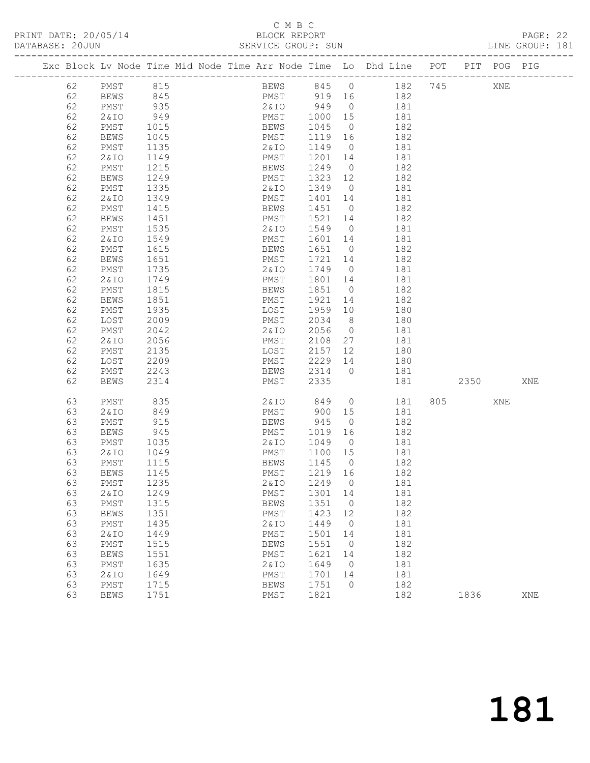C M B C
BLOCK REPORT
SERVICE GROUP: SUN

PRINT DATE: 20/05/14
DATABASE: 20JUN
LINE GROUP: 181

| Exc | Block | Lv | Node | Time | Mid Node | Time | Arr Node | Time | Lo | Dhd Line | POT | PIT | POG | PIG |
|---|---|---|---|---|---|---|---|---|---|---|---|---|---|---|
| | 62 | | PMST | 815 | | | BEWS | 845 | 0 | 182 | 745 | | XNE | |
| | 62 | | BEWS | 845 | | | PMST | 919 | 16 | 182 | | | | |
| | 62 | | PMST | 935 | | | 2&IO | 949 | 0 | 181 | | | | |
| | 62 | | 2&IO | 949 | | | PMST | 1000 | 15 | 181 | | | | |
| | 62 | | PMST | 1015 | | | BEWS | 1045 | 0 | 182 | | | | |
| | 62 | | BEWS | 1045 | | | PMST | 1119 | 16 | 182 | | | | |
| | 62 | | PMST | 1135 | | | 2&IO | 1149 | 0 | 181 | | | | |
| | 62 | | 2&IO | 1149 | | | PMST | 1201 | 14 | 181 | | | | |
| | 62 | | PMST | 1215 | | | BEWS | 1249 | 0 | 182 | | | | |
| | 62 | | BEWS | 1249 | | | PMST | 1323 | 12 | 182 | | | | |
| | 62 | | PMST | 1335 | | | 2&IO | 1349 | 0 | 181 | | | | |
| | 62 | | 2&IO | 1349 | | | PMST | 1401 | 14 | 181 | | | | |
| | 62 | | PMST | 1415 | | | BEWS | 1451 | 0 | 182 | | | | |
| | 62 | | BEWS | 1451 | | | PMST | 1521 | 14 | 182 | | | | |
| | 62 | | PMST | 1535 | | | 2&IO | 1549 | 0 | 181 | | | | |
| | 62 | | 2&IO | 1549 | | | PMST | 1601 | 14 | 181 | | | | |
| | 62 | | PMST | 1615 | | | BEWS | 1651 | 0 | 182 | | | | |
| | 62 | | BEWS | 1651 | | | PMST | 1721 | 14 | 182 | | | | |
| | 62 | | PMST | 1735 | | | 2&IO | 1749 | 0 | 181 | | | | |
| | 62 | | 2&IO | 1749 | | | PMST | 1801 | 14 | 181 | | | | |
| | 62 | | PMST | 1815 | | | BEWS | 1851 | 0 | 182 | | | | |
| | 62 | | BEWS | 1851 | | | PMST | 1921 | 14 | 182 | | | | |
| | 62 | | PMST | 1935 | | | LOST | 1959 | 10 | 180 | | | | |
| | 62 | | LOST | 2009 | | | PMST | 2034 | 8 | 180 | | | | |
| | 62 | | PMST | 2042 | | | 2&IO | 2056 | 0 | 181 | | | | |
| | 62 | | 2&IO | 2056 | | | PMST | 2108 | 27 | 181 | | | | |
| | 62 | | PMST | 2135 | | | LOST | 2157 | 12 | 180 | | | | |
| | 62 | | LOST | 2209 | | | PMST | 2229 | 14 | 180 | | | | |
| | 62 | | PMST | 2243 | | | BEWS | 2314 | 0 | 181 | | | | |
| | 62 | | BEWS | 2314 | | | PMST | 2335 | | 181 | | 2350 | | XNE |
| | 63 | | PMST | 835 | | | 2&IO | 849 | 0 | 181 | 805 | | XNE | |
| | 63 | | 2&IO | 849 | | | PMST | 900 | 15 | 181 | | | | |
| | 63 | | PMST | 915 | | | BEWS | 945 | 0 | 182 | | | | |
| | 63 | | BEWS | 945 | | | PMST | 1019 | 16 | 182 | | | | |
| | 63 | | PMST | 1035 | | | 2&IO | 1049 | 0 | 181 | | | | |
| | 63 | | 2&IO | 1049 | | | PMST | 1100 | 15 | 181 | | | | |
| | 63 | | PMST | 1115 | | | BEWS | 1145 | 0 | 182 | | | | |
| | 63 | | BEWS | 1145 | | | PMST | 1219 | 16 | 182 | | | | |
| | 63 | | PMST | 1235 | | | 2&IO | 1249 | 0 | 181 | | | | |
| | 63 | | 2&IO | 1249 | | | PMST | 1301 | 14 | 181 | | | | |
| | 63 | | PMST | 1315 | | | BEWS | 1351 | 0 | 182 | | | | |
| | 63 | | BEWS | 1351 | | | PMST | 1423 | 12 | 182 | | | | |
| | 63 | | PMST | 1435 | | | 2&IO | 1449 | 0 | 181 | | | | |
| | 63 | | 2&IO | 1449 | | | PMST | 1501 | 14 | 181 | | | | |
| | 63 | | PMST | 1515 | | | BEWS | 1551 | 0 | 182 | | | | |
| | 63 | | BEWS | 1551 | | | PMST | 1621 | 14 | 182 | | | | |
| | 63 | | PMST | 1635 | | | 2&IO | 1649 | 0 | 181 | | | | |
| | 63 | | 2&IO | 1649 | | | PMST | 1701 | 14 | 181 | | | | |
| | 63 | | PMST | 1715 | | | BEWS | 1751 | 0 | 182 | | | | |
| | 63 | | BEWS | 1751 | | | PMST | 1821 | | 182 | | 1836 | | XNE |

# 181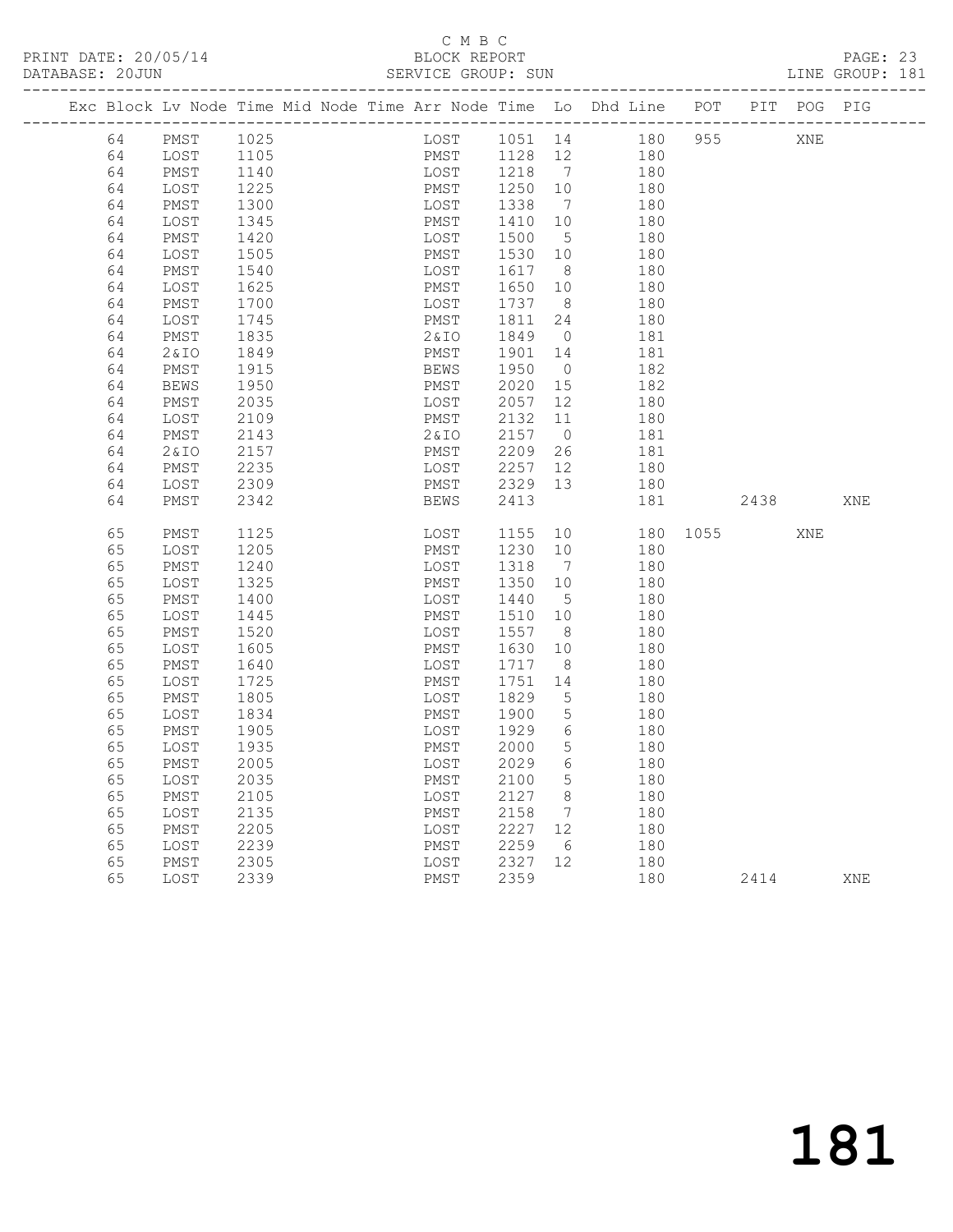C M B C
PRINT DATE: 20/05/14 BLOCK REPORT
DATABASE: 20JUN SERVICE GROUP: SUN LINE GROUP: 181

| Exc | Block | Lv | Node | Time | Mid Node | Time | Arr Node | Time | Lo | Dhd Line | POT | PIT | POG | PIG |
|---|---|---|---|---|---|---|---|---|---|---|---|---|---|---|
| | 64 | | PMST | 1025 | | | LOST | 1051 | 14 | 180 | 955 | | XNE | |
| | 64 | | LOST | 1105 | | | PMST | 1128 | 12 | 180 | | | | |
| | 64 | | PMST | 1140 | | | LOST | 1218 | 7 | 180 | | | | |
| | 64 | | LOST | 1225 | | | PMST | 1250 | 10 | 180 | | | | |
| | 64 | | PMST | 1300 | | | LOST | 1338 | 7 | 180 | | | | |
| | 64 | | LOST | 1345 | | | PMST | 1410 | 10 | 180 | | | | |
| | 64 | | PMST | 1420 | | | LOST | 1500 | 5 | 180 | | | | |
| | 64 | | LOST | 1505 | | | PMST | 1530 | 10 | 180 | | | | |
| | 64 | | PMST | 1540 | | | LOST | 1617 | 8 | 180 | | | | |
| | 64 | | LOST | 1625 | | | PMST | 1650 | 10 | 180 | | | | |
| | 64 | | PMST | 1700 | | | LOST | 1737 | 8 | 180 | | | | |
| | 64 | | LOST | 1745 | | | PMST | 1811 | 24 | 180 | | | | |
| | 64 | | PMST | 1835 | | | 2&IO | 1849 | 0 | 181 | | | | |
| | 64 | | 2&IO | 1849 | | | PMST | 1901 | 14 | 181 | | | | |
| | 64 | | PMST | 1915 | | | BEWS | 1950 | 0 | 182 | | | | |
| | 64 | | BEWS | 1950 | | | PMST | 2020 | 15 | 182 | | | | |
| | 64 | | PMST | 2035 | | | LOST | 2057 | 12 | 180 | | | | |
| | 64 | | LOST | 2109 | | | PMST | 2132 | 11 | 180 | | | | |
| | 64 | | PMST | 2143 | | | 2&IO | 2157 | 0 | 181 | | | | |
| | 64 | | 2&IO | 2157 | | | PMST | 2209 | 26 | 181 | | | | |
| | 64 | | PMST | 2235 | | | LOST | 2257 | 12 | 180 | | | | |
| | 64 | | LOST | 2309 | | | PMST | 2329 | 13 | 180 | | | | |
| | 64 | | PMST | 2342 | | | BEWS | 2413 | | 181 | | 2438 | | XNE |
| | 65 | | PMST | 1125 | | | LOST | 1155 | 10 | 180 | 1055 | | XNE | |
| | 65 | | LOST | 1205 | | | PMST | 1230 | 10 | 180 | | | | |
| | 65 | | PMST | 1240 | | | LOST | 1318 | 7 | 180 | | | | |
| | 65 | | LOST | 1325 | | | PMST | 1350 | 10 | 180 | | | | |
| | 65 | | PMST | 1400 | | | LOST | 1440 | 5 | 180 | | | | |
| | 65 | | LOST | 1445 | | | PMST | 1510 | 10 | 180 | | | | |
| | 65 | | PMST | 1520 | | | LOST | 1557 | 8 | 180 | | | | |
| | 65 | | LOST | 1605 | | | PMST | 1630 | 10 | 180 | | | | |
| | 65 | | PMST | 1640 | | | LOST | 1717 | 8 | 180 | | | | |
| | 65 | | LOST | 1725 | | | PMST | 1751 | 14 | 180 | | | | |
| | 65 | | PMST | 1805 | | | LOST | 1829 | 5 | 180 | | | | |
| | 65 | | LOST | 1834 | | | PMST | 1900 | 5 | 180 | | | | |
| | 65 | | PMST | 1905 | | | LOST | 1929 | 6 | 180 | | | | |
| | 65 | | LOST | 1935 | | | PMST | 2000 | 5 | 180 | | | | |
| | 65 | | PMST | 2005 | | | LOST | 2029 | 6 | 180 | | | | |
| | 65 | | LOST | 2035 | | | PMST | 2100 | 5 | 180 | | | | |
| | 65 | | PMST | 2105 | | | LOST | 2127 | 8 | 180 | | | | |
| | 65 | | LOST | 2135 | | | PMST | 2158 | 7 | 180 | | | | |
| | 65 | | PMST | 2205 | | | LOST | 2227 | 12 | 180 | | | | |
| | 65 | | LOST | 2239 | | | PMST | 2259 | 6 | 180 | | | | |
| | 65 | | PMST | 2305 | | | LOST | 2327 | 12 | 180 | | | | |
| | 65 | | LOST | 2339 | | | PMST | 2359 | | 180 | | 2414 | | XNE |

181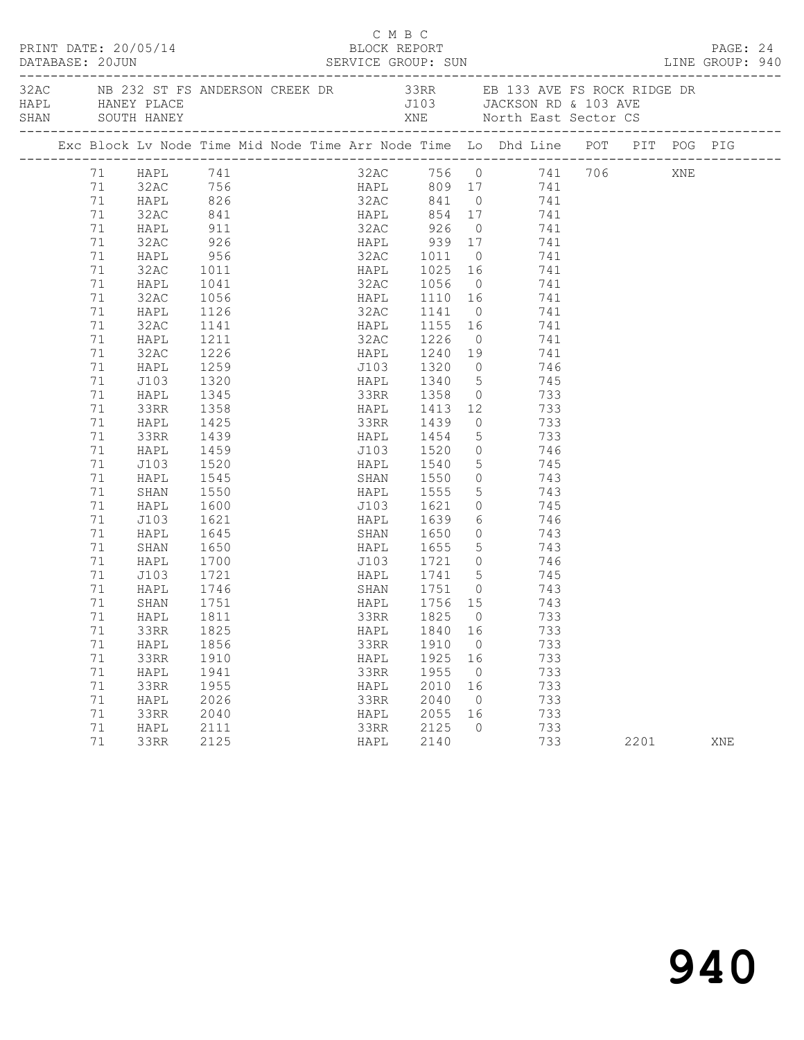C M B C

PRINT DATE: 20/05/14 BLOCK REPORT

DATABASE: 20JUN SERVICE GROUP: SUN LINE GROUP: 940

| | | | |
|---|---|---|---|
| 32AC | NB 232 ST FS ANDERSON CREEK DR | 33RR | EB 133 AVE FS ROCK RIDGE DR |
| HAPL | HANEY PLACE | J103 | JACKSON RD & 103 AVE |
| SHAN | SOUTH HANEY | XNE | North East Sector CS |

| Exc | Block | Lv Node | Time | Mid Node | Time | Arr Node | Time | Lo | Dhd Line | POT | PIT | POG | PIG |
|---|---|---|---|---|---|---|---|---|---|---|---|---|---|
| | 71 | HAPL | 741 | | | 32AC | 756 | 0 | 741 | 706 | | XNE | |
| | 71 | 32AC | 756 | | | HAPL | 809 | 17 | 741 | | | | |
| | 71 | HAPL | 826 | | | 32AC | 841 | 0 | 741 | | | | |
| | 71 | 32AC | 841 | | | HAPL | 854 | 17 | 741 | | | | |
| | 71 | HAPL | 911 | | | 32AC | 926 | 0 | 741 | | | | |
| | 71 | 32AC | 926 | | | HAPL | 939 | 17 | 741 | | | | |
| | 71 | HAPL | 956 | | | 32AC | 1011 | 0 | 741 | | | | |
| | 71 | 32AC | 1011 | | | HAPL | 1025 | 16 | 741 | | | | |
| | 71 | HAPL | 1041 | | | 32AC | 1056 | 0 | 741 | | | | |
| | 71 | 32AC | 1056 | | | HAPL | 1110 | 16 | 741 | | | | |
| | 71 | HAPL | 1126 | | | 32AC | 1141 | 0 | 741 | | | | |
| | 71 | 32AC | 1141 | | | HAPL | 1155 | 16 | 741 | | | | |
| | 71 | HAPL | 1211 | | | 32AC | 1226 | 0 | 741 | | | | |
| | 71 | 32AC | 1226 | | | HAPL | 1240 | 19 | 741 | | | | |
| | 71 | HAPL | 1259 | | | J103 | 1320 | 0 | 746 | | | | |
| | 71 | J103 | 1320 | | | HAPL | 1340 | 5 | 745 | | | | |
| | 71 | HAPL | 1345 | | | 33RR | 1358 | 0 | 733 | | | | |
| | 71 | 33RR | 1358 | | | HAPL | 1413 | 12 | 733 | | | | |
| | 71 | HAPL | 1425 | | | 33RR | 1439 | 0 | 733 | | | | |
| | 71 | 33RR | 1439 | | | HAPL | 1454 | 5 | 733 | | | | |
| | 71 | HAPL | 1459 | | | J103 | 1520 | 0 | 746 | | | | |
| | 71 | J103 | 1520 | | | HAPL | 1540 | 5 | 745 | | | | |
| | 71 | HAPL | 1545 | | | SHAN | 1550 | 0 | 743 | | | | |
| | 71 | SHAN | 1550 | | | HAPL | 1555 | 5 | 743 | | | | |
| | 71 | HAPL | 1600 | | | J103 | 1621 | 0 | 745 | | | | |
| | 71 | J103 | 1621 | | | HAPL | 1639 | 6 | 746 | | | | |
| | 71 | HAPL | 1645 | | | SHAN | 1650 | 0 | 743 | | | | |
| | 71 | SHAN | 1650 | | | HAPL | 1655 | 5 | 743 | | | | |
| | 71 | HAPL | 1700 | | | J103 | 1721 | 0 | 746 | | | | |
| | 71 | J103 | 1721 | | | HAPL | 1741 | 5 | 745 | | | | |
| | 71 | HAPL | 1746 | | | SHAN | 1751 | 0 | 743 | | | | |
| | 71 | SHAN | 1751 | | | HAPL | 1756 | 15 | 743 | | | | |
| | 71 | HAPL | 1811 | | | 33RR | 1825 | 0 | 733 | | | | |
| | 71 | 33RR | 1825 | | | HAPL | 1840 | 16 | 733 | | | | |
| | 71 | HAPL | 1856 | | | 33RR | 1910 | 0 | 733 | | | | |
| | 71 | 33RR | 1910 | | | HAPL | 1925 | 16 | 733 | | | | |
| | 71 | HAPL | 1941 | | | 33RR | 1955 | 0 | 733 | | | | |
| | 71 | 33RR | 1955 | | | HAPL | 2010 | 16 | 733 | | | | |
| | 71 | HAPL | 2026 | | | 33RR | 2040 | 0 | 733 | | | | |
| | 71 | 33RR | 2040 | | | HAPL | 2055 | 16 | 733 | | | | |
| | 71 | HAPL | 2111 | | | 33RR | 2125 | 0 | 733 | | | | |
| | 71 | 33RR | 2125 | | | HAPL | 2140 | | 733 | | 2201 | | XNE |

940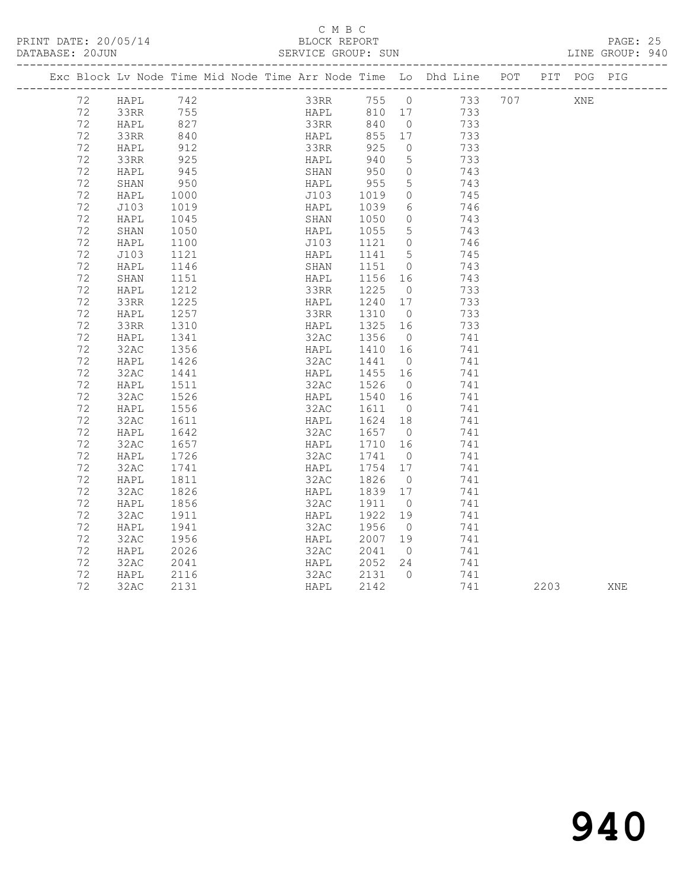C M B C
PRINT DATE: 20/05/14 BLOCK REPORT
DATABASE: 20JUN SERVICE GROUP: SUN LINE GROUP: 940

| Exc | Block | Lv | Node | Time | Mid Node | Time | Arr Node | Time | Lo | Dhd Line | POT | PIT | POG | PIG |
|---|---|---|---|---|---|---|---|---|---|---|---|---|---|---|
| | 72 | | HAPL | 742 | | | 33RR | 755 | 0 | 733 | 707 | | XNE | |
| | 72 | | 33RR | 755 | | | HAPL | 810 | 17 | 733 | | | | |
| | 72 | | HAPL | 827 | | | 33RR | 840 | 0 | 733 | | | | |
| | 72 | | 33RR | 840 | | | HAPL | 855 | 17 | 733 | | | | |
| | 72 | | HAPL | 912 | | | 33RR | 925 | 0 | 733 | | | | |
| | 72 | | 33RR | 925 | | | HAPL | 940 | 5 | 733 | | | | |
| | 72 | | HAPL | 945 | | | SHAN | 950 | 0 | 743 | | | | |
| | 72 | | SHAN | 950 | | | HAPL | 955 | 5 | 743 | | | | |
| | 72 | | HAPL | 1000 | | | J103 | 1019 | 0 | 745 | | | | |
| | 72 | | J103 | 1019 | | | HAPL | 1039 | 6 | 746 | | | | |
| | 72 | | HAPL | 1045 | | | SHAN | 1050 | 0 | 743 | | | | |
| | 72 | | SHAN | 1050 | | | HAPL | 1055 | 5 | 743 | | | | |
| | 72 | | HAPL | 1100 | | | J103 | 1121 | 0 | 746 | | | | |
| | 72 | | J103 | 1121 | | | HAPL | 1141 | 5 | 745 | | | | |
| | 72 | | HAPL | 1146 | | | SHAN | 1151 | 0 | 743 | | | | |
| | 72 | | SHAN | 1151 | | | HAPL | 1156 | 16 | 743 | | | | |
| | 72 | | HAPL | 1212 | | | 33RR | 1225 | 0 | 733 | | | | |
| | 72 | | 33RR | 1225 | | | HAPL | 1240 | 17 | 733 | | | | |
| | 72 | | HAPL | 1257 | | | 33RR | 1310 | 0 | 733 | | | | |
| | 72 | | 33RR | 1310 | | | HAPL | 1325 | 16 | 733 | | | | |
| | 72 | | HAPL | 1341 | | | 32AC | 1356 | 0 | 741 | | | | |
| | 72 | | 32AC | 1356 | | | HAPL | 1410 | 16 | 741 | | | | |
| | 72 | | HAPL | 1426 | | | 32AC | 1441 | 0 | 741 | | | | |
| | 72 | | 32AC | 1441 | | | HAPL | 1455 | 16 | 741 | | | | |
| | 72 | | HAPL | 1511 | | | 32AC | 1526 | 0 | 741 | | | | |
| | 72 | | 32AC | 1526 | | | HAPL | 1540 | 16 | 741 | | | | |
| | 72 | | HAPL | 1556 | | | 32AC | 1611 | 0 | 741 | | | | |
| | 72 | | 32AC | 1611 | | | HAPL | 1624 | 18 | 741 | | | | |
| | 72 | | HAPL | 1642 | | | 32AC | 1657 | 0 | 741 | | | | |
| | 72 | | 32AC | 1657 | | | HAPL | 1710 | 16 | 741 | | | | |
| | 72 | | HAPL | 1726 | | | 32AC | 1741 | 0 | 741 | | | | |
| | 72 | | 32AC | 1741 | | | HAPL | 1754 | 17 | 741 | | | | |
| | 72 | | HAPL | 1811 | | | 32AC | 1826 | 0 | 741 | | | | |
| | 72 | | 32AC | 1826 | | | HAPL | 1839 | 17 | 741 | | | | |
| | 72 | | HAPL | 1856 | | | 32AC | 1911 | 0 | 741 | | | | |
| | 72 | | 32AC | 1911 | | | HAPL | 1922 | 19 | 741 | | | | |
| | 72 | | HAPL | 1941 | | | 32AC | 1956 | 0 | 741 | | | | |
| | 72 | | 32AC | 1956 | | | HAPL | 2007 | 19 | 741 | | | | |
| | 72 | | HAPL | 2026 | | | 32AC | 2041 | 0 | 741 | | | | |
| | 72 | | 32AC | 2041 | | | HAPL | 2052 | 24 | 741 | | | | |
| | 72 | | HAPL | 2116 | | | 32AC | 2131 | 0 | 741 | | | | |
| | 72 | | 32AC | 2131 | | | HAPL | 2142 | | 741 | | 2203 | | XNE |

940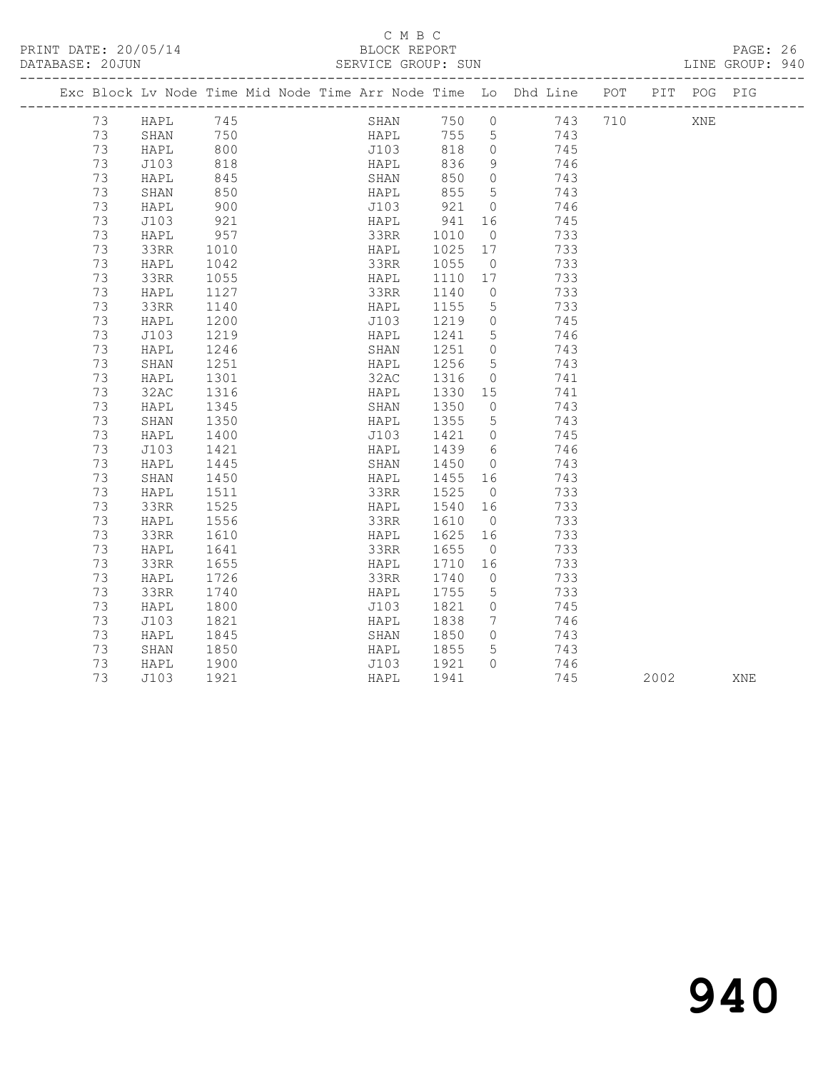C M B C

PRINT DATE: 20/05/14 BLOCK REPORT

DATABASE: 20JUN SERVICE GROUP: SUN LINE GROUP: 940

| Exc | Block | Lv | Node | Time | Mid Node | Time | Arr Node | Time | Lo | Dhd Line | POT | PIT | POG | PIG |
|---|---|---|---|---|---|---|---|---|---|---|---|---|---|---|
| | 73 | | HAPL | 745 | | | SHAN | 750 | 0 | 743 | 710 | | XNE | |
| | 73 | | SHAN | 750 | | | HAPL | 755 | 5 | 743 | | | | |
| | 73 | | HAPL | 800 | | | J103 | 818 | 0 | 745 | | | | |
| | 73 | | J103 | 818 | | | HAPL | 836 | 9 | 746 | | | | |
| | 73 | | HAPL | 845 | | | SHAN | 850 | 0 | 743 | | | | |
| | 73 | | SHAN | 850 | | | HAPL | 855 | 5 | 743 | | | | |
| | 73 | | HAPL | 900 | | | J103 | 921 | 0 | 746 | | | | |
| | 73 | | J103 | 921 | | | HAPL | 941 | 16 | 745 | | | | |
| | 73 | | HAPL | 957 | | | 33RR | 1010 | 0 | 733 | | | | |
| | 73 | | 33RR | 1010 | | | HAPL | 1025 | 17 | 733 | | | | |
| | 73 | | HAPL | 1042 | | | 33RR | 1055 | 0 | 733 | | | | |
| | 73 | | 33RR | 1055 | | | HAPL | 1110 | 17 | 733 | | | | |
| | 73 | | HAPL | 1127 | | | 33RR | 1140 | 0 | 733 | | | | |
| | 73 | | 33RR | 1140 | | | HAPL | 1155 | 5 | 733 | | | | |
| | 73 | | HAPL | 1200 | | | J103 | 1219 | 0 | 745 | | | | |
| | 73 | | J103 | 1219 | | | HAPL | 1241 | 5 | 746 | | | | |
| | 73 | | HAPL | 1246 | | | SHAN | 1251 | 0 | 743 | | | | |
| | 73 | | SHAN | 1251 | | | HAPL | 1256 | 5 | 743 | | | | |
| | 73 | | HAPL | 1301 | | | 32AC | 1316 | 0 | 741 | | | | |
| | 73 | | 32AC | 1316 | | | HAPL | 1330 | 15 | 741 | | | | |
| | 73 | | HAPL | 1345 | | | SHAN | 1350 | 0 | 743 | | | | |
| | 73 | | SHAN | 1350 | | | HAPL | 1355 | 5 | 743 | | | | |
| | 73 | | HAPL | 1400 | | | J103 | 1421 | 0 | 745 | | | | |
| | 73 | | J103 | 1421 | | | HAPL | 1439 | 6 | 746 | | | | |
| | 73 | | HAPL | 1445 | | | SHAN | 1450 | 0 | 743 | | | | |
| | 73 | | SHAN | 1450 | | | HAPL | 1455 | 16 | 743 | | | | |
| | 73 | | HAPL | 1511 | | | 33RR | 1525 | 0 | 733 | | | | |
| | 73 | | 33RR | 1525 | | | HAPL | 1540 | 16 | 733 | | | | |
| | 73 | | HAPL | 1556 | | | 33RR | 1610 | 0 | 733 | | | | |
| | 73 | | 33RR | 1610 | | | HAPL | 1625 | 16 | 733 | | | | |
| | 73 | | HAPL | 1641 | | | 33RR | 1655 | 0 | 733 | | | | |
| | 73 | | 33RR | 1655 | | | HAPL | 1710 | 16 | 733 | | | | |
| | 73 | | HAPL | 1726 | | | 33RR | 1740 | 0 | 733 | | | | |
| | 73 | | 33RR | 1740 | | | HAPL | 1755 | 5 | 733 | | | | |
| | 73 | | HAPL | 1800 | | | J103 | 1821 | 0 | 745 | | | | |
| | 73 | | J103 | 1821 | | | HAPL | 1838 | 7 | 746 | | | | |
| | 73 | | HAPL | 1845 | | | SHAN | 1850 | 0 | 743 | | | | |
| | 73 | | SHAN | 1850 | | | HAPL | 1855 | 5 | 743 | | | | |
| | 73 | | HAPL | 1900 | | | J103 | 1921 | 0 | 746 | | | | |
| | 73 | | J103 | 1921 | | | HAPL | 1941 | | 745 | | 2002 | | XNE |

# 940